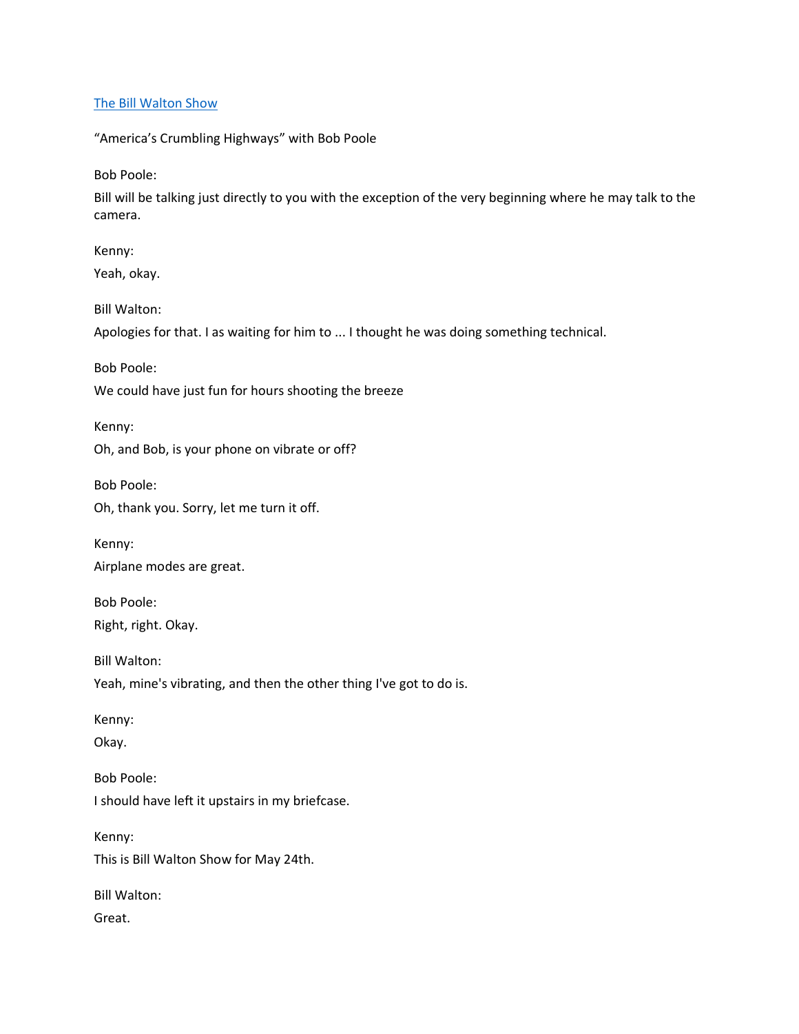[The Bill Walton Show]

"America's Crumbling Highways" with Bob Poole

Bob Poole:

Bill will be talking just directly to you with the exception of the very beginning where he may talk to the camera.

Kenny:

Yeah, okay.

Bill Walton:

Apologies for that. I as waiting for him to ... I thought he was doing something technical.

Bob Poole:

We could have just fun for hours shooting the breeze

Kenny:

Oh, and Bob, is your phone on vibrate or off?

Bob Poole:

Oh, thank you. Sorry, let me turn it off.

Kenny:

Airplane modes are great.

Bob Poole:

Right, right. Okay.

Bill Walton:

Yeah, mine's vibrating, and then the other thing I've got to do is.

Kenny:

Okay.

Bob Poole:

I should have left it upstairs in my briefcase.

Kenny:

This is Bill Walton Show for May 24th.

Bill Walton:

Great.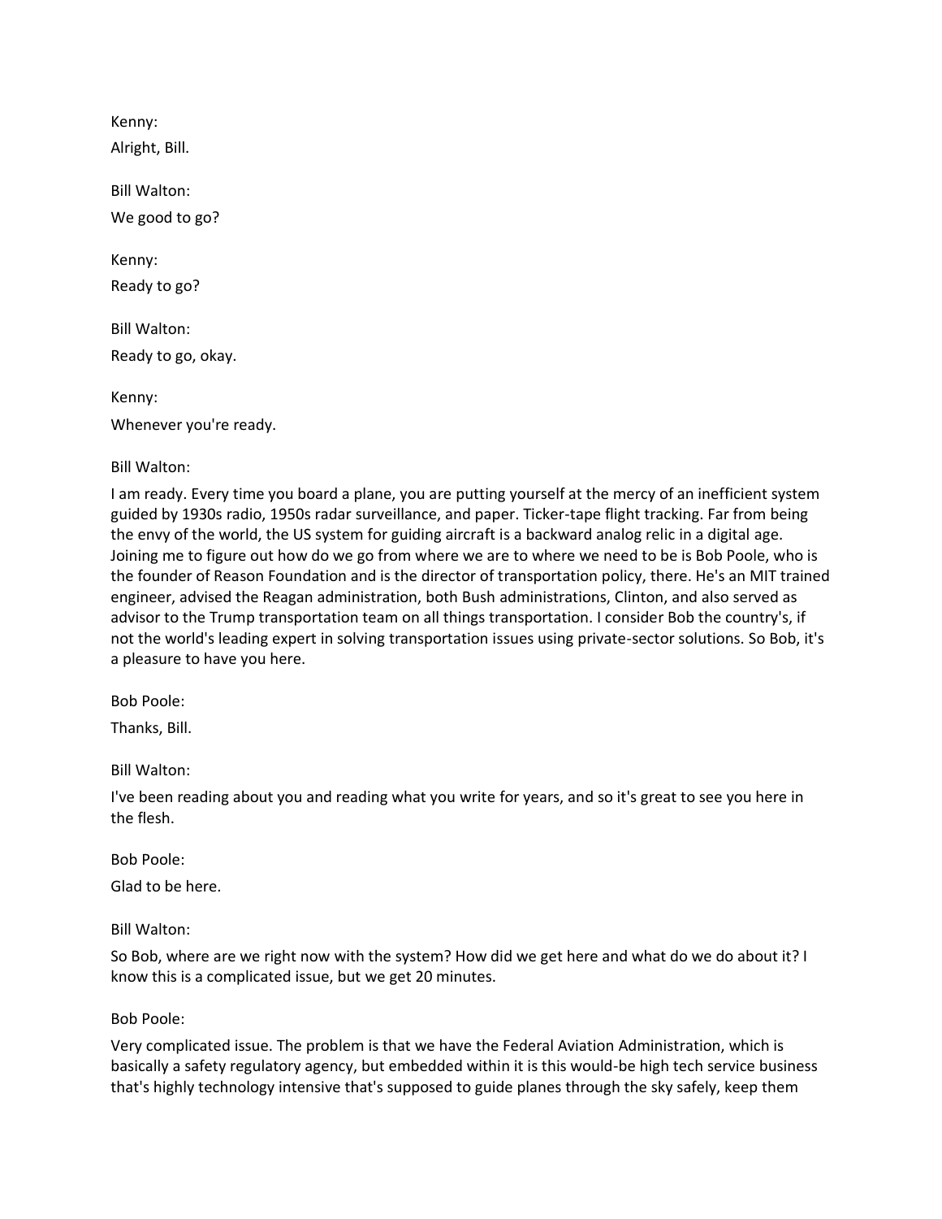Kenny:

Alright, Bill.

Bill Walton:

We good to go?

Kenny:

Ready to go?

Bill Walton:

Ready to go, okay.

Kenny:

Whenever you're ready.

Bill Walton:

I am ready. Every time you board a plane, you are putting yourself at the mercy of an inefficient system guided by 1930s radio, 1950s radar surveillance, and paper. Ticker-tape flight tracking. Far from being the envy of the world, the US system for guiding aircraft is a backward analog relic in a digital age. Joining me to figure out how do we go from where we are to where we need to be is Bob Poole, who is the founder of Reason Foundation and is the director of transportation policy, there. He's an MIT trained engineer, advised the Reagan administration, both Bush administrations, Clinton, and also served as advisor to the Trump transportation team on all things transportation. I consider Bob the country's, if not the world's leading expert in solving transportation issues using private-sector solutions. So Bob, it's a pleasure to have you here.

Bob Poole:

Thanks, Bill.

Bill Walton:

I've been reading about you and reading what you write for years, and so it's great to see you here in the flesh.

Bob Poole:

Glad to be here.

Bill Walton:

So Bob, where are we right now with the system? How did we get here and what do we do about it? I know this is a complicated issue, but we get 20 minutes.

Bob Poole:

Very complicated issue. The problem is that we have the Federal Aviation Administration, which is basically a safety regulatory agency, but embedded within it is this would-be high tech service business that's highly technology intensive that's supposed to guide planes through the sky safely, keep them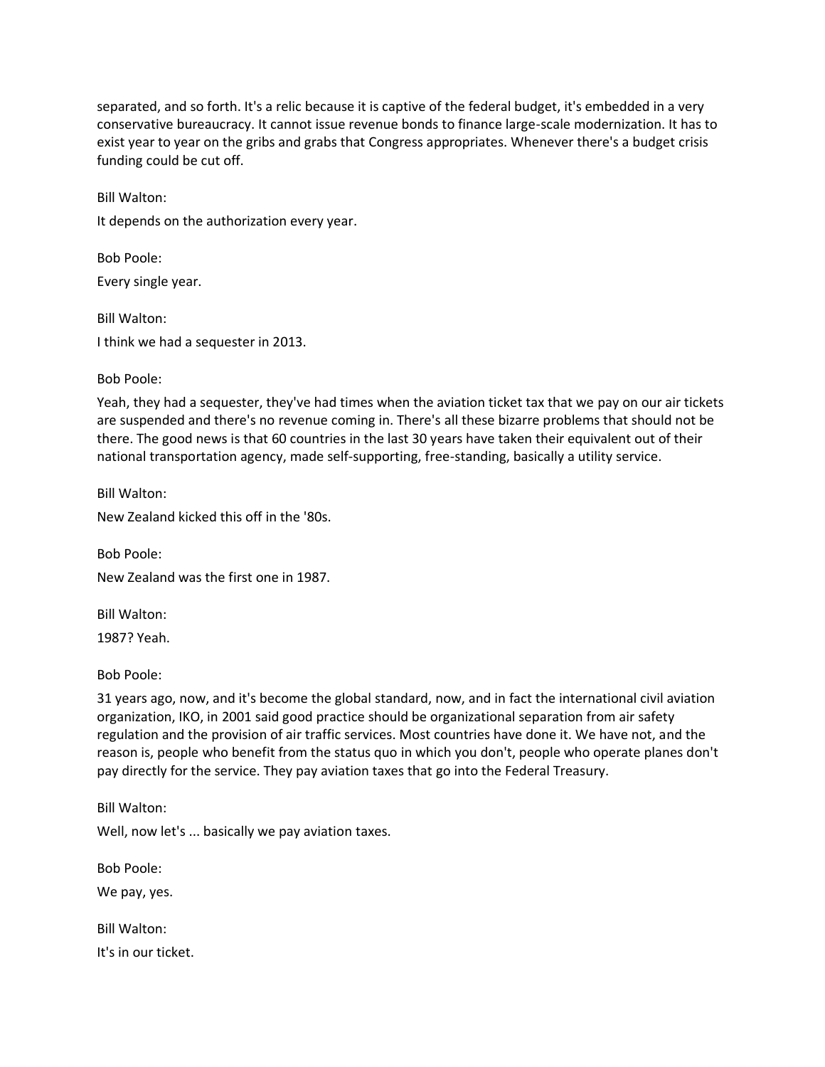separated, and so forth. It's a relic because it is captive of the federal budget, it's embedded in a very conservative bureaucracy. It cannot issue revenue bonds to finance large-scale modernization. It has to exist year to year on the gribs and grabs that Congress appropriates. Whenever there's a budget crisis funding could be cut off.

Bill Walton:

It depends on the authorization every year.

Bob Poole:

Every single year.

Bill Walton:

I think we had a sequester in 2013.

Bob Poole:

Yeah, they had a sequester, they've had times when the aviation ticket tax that we pay on our air tickets are suspended and there's no revenue coming in. There's all these bizarre problems that should not be there. The good news is that 60 countries in the last 30 years have taken their equivalent out of their national transportation agency, made self-supporting, free-standing, basically a utility service.

Bill Walton:

New Zealand kicked this off in the '80s.

Bob Poole:

New Zealand was the first one in 1987.

Bill Walton:

1987? Yeah.

Bob Poole:

31 years ago, now, and it's become the global standard, now, and in fact the international civil aviation organization, IKO, in 2001 said good practice should be organizational separation from air safety regulation and the provision of air traffic services. Most countries have done it. We have not, and the reason is, people who benefit from the status quo in which you don't, people who operate planes don't pay directly for the service. They pay aviation taxes that go into the Federal Treasury.

Bill Walton:

Well, now let's ... basically we pay aviation taxes.

Bob Poole:

We pay, yes.

Bill Walton:

It's in our ticket.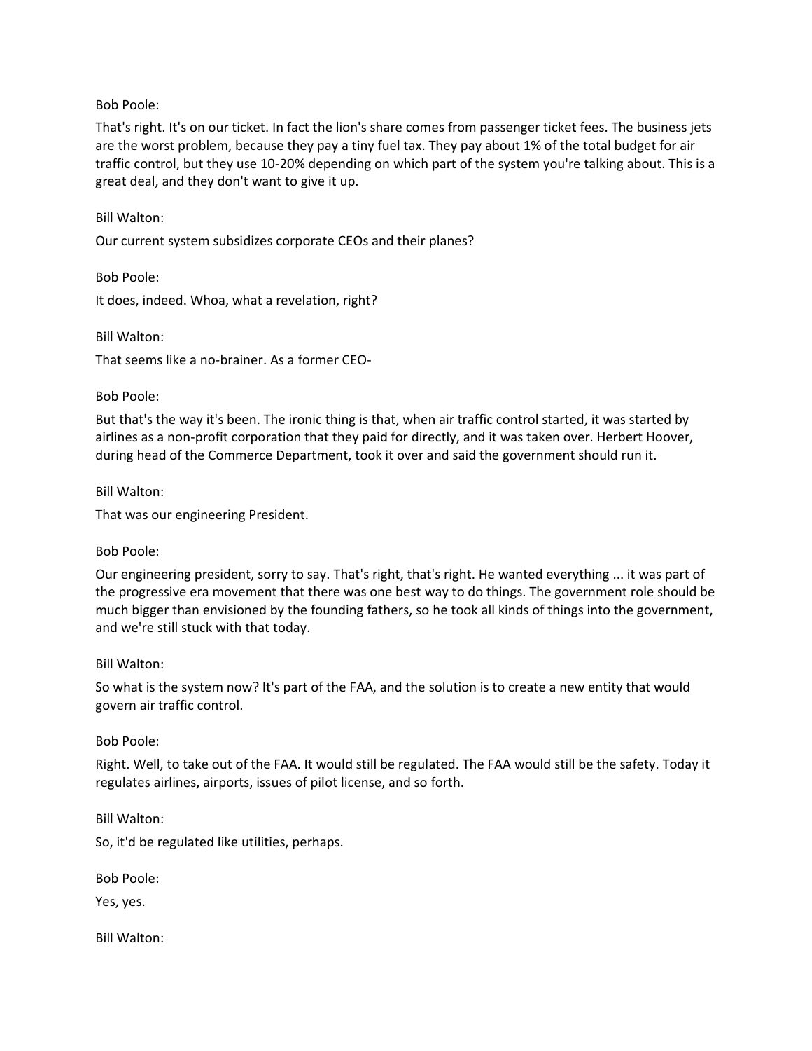Bob Poole:

That's right. It's on our ticket. In fact the lion's share comes from passenger ticket fees. The business jets are the worst problem, because they pay a tiny fuel tax. They pay about 1% of the total budget for air traffic control, but they use 10-20% depending on which part of the system you're talking about. This is a great deal, and they don't want to give it up.

Bill Walton:

Our current system subsidizes corporate CEOs and their planes?

Bob Poole:

It does, indeed. Whoa, what a revelation, right?

Bill Walton:

That seems like a no-brainer. As a former CEO-

Bob Poole:

But that's the way it's been. The ironic thing is that, when air traffic control started, it was started by airlines as a non-profit corporation that they paid for directly, and it was taken over. Herbert Hoover, during head of the Commerce Department, took it over and said the government should run it.

Bill Walton:

That was our engineering President.

Bob Poole:

Our engineering president, sorry to say. That's right, that's right. He wanted everything ... it was part of the progressive era movement that there was one best way to do things. The government role should be much bigger than envisioned by the founding fathers, so he took all kinds of things into the government, and we're still stuck with that today.

Bill Walton:

So what is the system now? It's part of the FAA, and the solution is to create a new entity that would govern air traffic control.

Bob Poole:

Right. Well, to take out of the FAA. It would still be regulated. The FAA would still be the safety. Today it regulates airlines, airports, issues of pilot license, and so forth.

Bill Walton:

So, it'd be regulated like utilities, perhaps.

Bob Poole:

Yes, yes.

Bill Walton: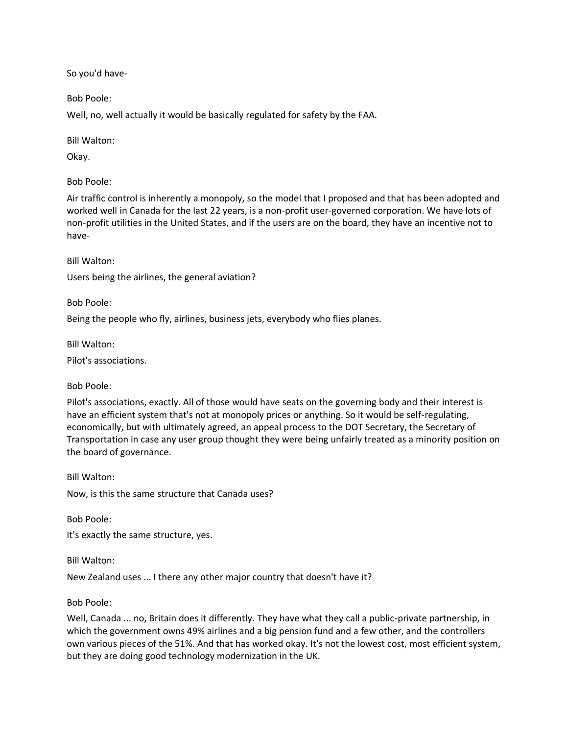So you'd have-

Bob Poole:

Well, no, well actually it would be basically regulated for safety by the FAA.

Bill Walton:

Okay.

Bob Poole:

Air traffic control is inherently a monopoly, so the model that I proposed and that has been adopted and worked well in Canada for the last 22 years, is a non-profit user-governed corporation. We have lots of non-profit utilities in the United States, and if the users are on the board, they have an incentive not to have-

Bill Walton:

Users being the airlines, the general aviation?

Bob Poole:

Being the people who fly, airlines, business jets, everybody who flies planes.

Bill Walton:

Pilot's associations.

Bob Poole:

Pilot's associations, exactly. All of those would have seats on the governing body and their interest is have an efficient system that's not at monopoly prices or anything. So it would be self-regulating, economically, but with ultimately agreed, an appeal process to the DOT Secretary, the Secretary of Transportation in case any user group thought they were being unfairly treated as a minority position on the board of governance.

Bill Walton:

Now, is this the same structure that Canada uses?

Bob Poole:

It's exactly the same structure, yes.

Bill Walton:

New Zealand uses ... I there any other major country that doesn't have it?

Bob Poole:

Well, Canada ... no, Britain does it differently. They have what they call a public-private partnership, in which the government owns 49% airlines and a big pension fund and a few other, and the controllers own various pieces of the 51%. And that has worked okay. It's not the lowest cost, most efficient system, but they are doing good technology modernization in the UK.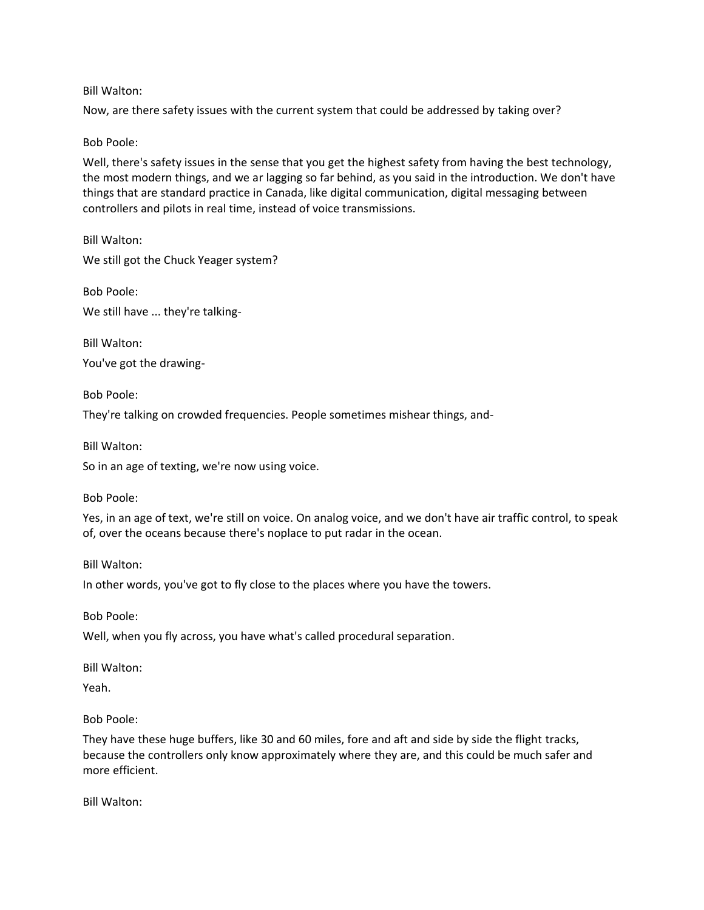Bill Walton:

Now, are there safety issues with the current system that could be addressed by taking over?

Bob Poole:

Well, there's safety issues in the sense that you get the highest safety from having the best technology, the most modern things, and we ar lagging so far behind, as you said in the introduction. We don't have things that are standard practice in Canada, like digital communication, digital messaging between controllers and pilots in real time, instead of voice transmissions.

Bill Walton:

We still got the Chuck Yeager system?

Bob Poole:

We still have ... they're talking-

Bill Walton:

You've got the drawing-

Bob Poole:

They're talking on crowded frequencies. People sometimes mishear things, and-

Bill Walton:

So in an age of texting, we're now using voice.

Bob Poole:

Yes, in an age of text, we're still on voice. On analog voice, and we don't have air traffic control, to speak of, over the oceans because there's noplace to put radar in the ocean.

Bill Walton:

In other words, you've got to fly close to the places where you have the towers.

Bob Poole:

Well, when you fly across, you have what's called procedural separation.

Bill Walton:

Yeah.

Bob Poole:

They have these huge buffers, like 30 and 60 miles, fore and aft and side by side the flight tracks, because the controllers only know approximately where they are, and this could be much safer and more efficient.

Bill Walton: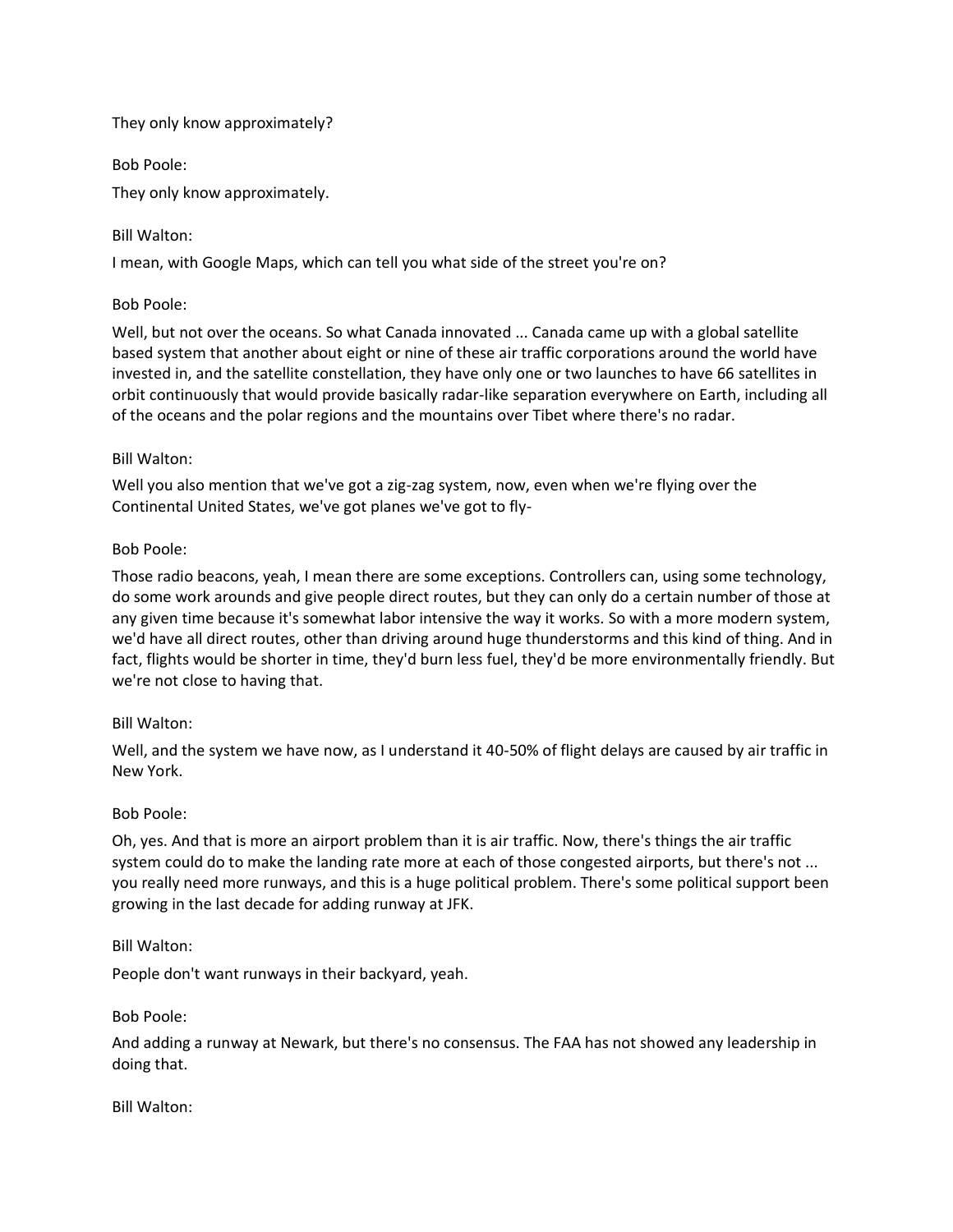They only know approximately?

Bob Poole:

They only know approximately.

Bill Walton:

I mean, with Google Maps, which can tell you what side of the street you're on?

Bob Poole:

Well, but not over the oceans. So what Canada innovated ... Canada came up with a global satellite based system that another about eight or nine of these air traffic corporations around the world have invested in, and the satellite constellation, they have only one or two launches to have 66 satellites in orbit continuously that would provide basically radar-like separation everywhere on Earth, including all of the oceans and the polar regions and the mountains over Tibet where there's no radar.

Bill Walton:

Well you also mention that we've got a zig-zag system, now, even when we're flying over the Continental United States, we've got planes we've got to fly-

Bob Poole:

Those radio beacons, yeah, I mean there are some exceptions. Controllers can, using some technology, do some work arounds and give people direct routes, but they can only do a certain number of those at any given time because it's somewhat labor intensive the way it works. So with a more modern system, we'd have all direct routes, other than driving around huge thunderstorms and this kind of thing. And in fact, flights would be shorter in time, they'd burn less fuel, they'd be more environmentally friendly. But we're not close to having that.

Bill Walton:

Well, and the system we have now, as I understand it 40-50% of flight delays are caused by air traffic in New York.

Bob Poole:

Oh, yes. And that is more an airport problem than it is air traffic. Now, there's things the air traffic system could do to make the landing rate more at each of those congested airports, but there's not ... you really need more runways, and this is a huge political problem. There's some political support been growing in the last decade for adding runway at JFK.

Bill Walton:

People don't want runways in their backyard, yeah.

Bob Poole:

And adding a runway at Newark, but there's no consensus. The FAA has not showed any leadership in doing that.

Bill Walton: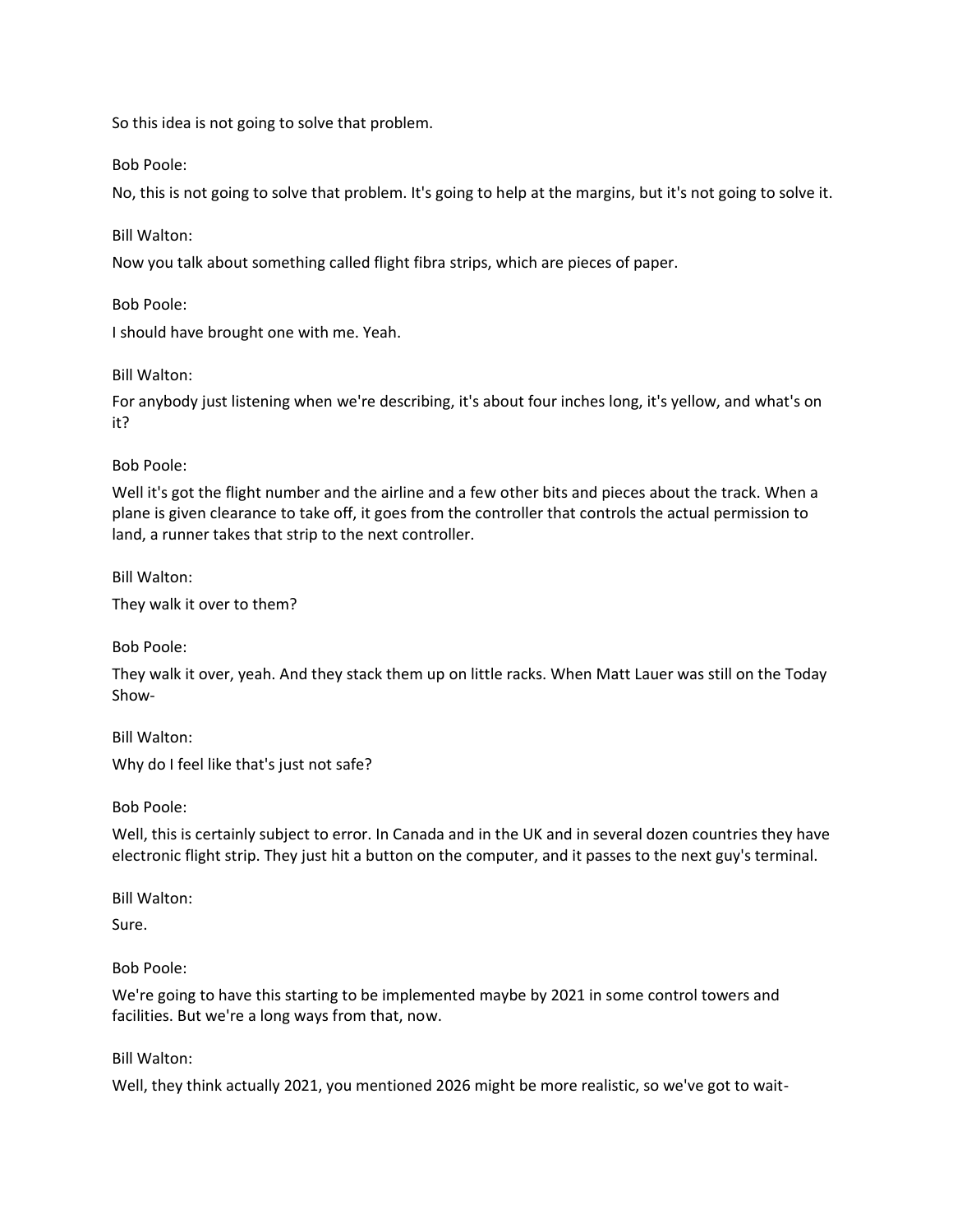So this idea is not going to solve that problem.

Bob Poole:

No, this is not going to solve that problem. It's going to help at the margins, but it's not going to solve it.

Bill Walton:

Now you talk about something called flight fibra strips, which are pieces of paper.

Bob Poole:

I should have brought one with me. Yeah.

Bill Walton:

For anybody just listening when we're describing, it's about four inches long, it's yellow, and what's on it?

Bob Poole:

Well it's got the flight number and the airline and a few other bits and pieces about the track. When a plane is given clearance to take off, it goes from the controller that controls the actual permission to land, a runner takes that strip to the next controller.

Bill Walton:

They walk it over to them?

Bob Poole:

They walk it over, yeah. And they stack them up on little racks. When Matt Lauer was still on the Today Show-

Bill Walton:

Why do I feel like that's just not safe?

Bob Poole:

Well, this is certainly subject to error. In Canada and in the UK and in several dozen countries they have electronic flight strip. They just hit a button on the computer, and it passes to the next guy's terminal.

Bill Walton:

Sure.

Bob Poole:

We're going to have this starting to be implemented maybe by 2021 in some control towers and facilities. But we're a long ways from that, now.

Bill Walton:

Well, they think actually 2021, you mentioned 2026 might be more realistic, so we've got to wait-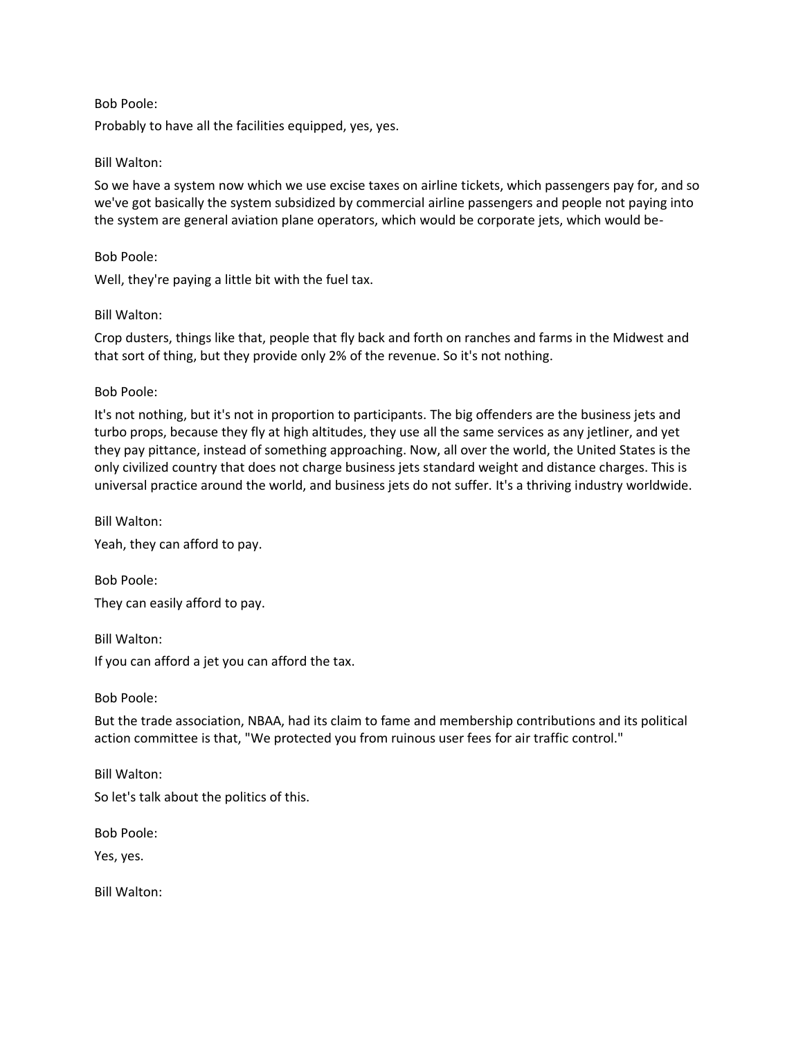Bob Poole:

Probably to have all the facilities equipped, yes, yes.

Bill Walton:

So we have a system now which we use excise taxes on airline tickets, which passengers pay for, and so we've got basically the system subsidized by commercial airline passengers and people not paying into the system are general aviation plane operators, which would be corporate jets, which would be-

Bob Poole:

Well, they're paying a little bit with the fuel tax.

Bill Walton:

Crop dusters, things like that, people that fly back and forth on ranches and farms in the Midwest and that sort of thing, but they provide only 2% of the revenue. So it's not nothing.

Bob Poole:

It's not nothing, but it's not in proportion to participants. The big offenders are the business jets and turbo props, because they fly at high altitudes, they use all the same services as any jetliner, and yet they pay pittance, instead of something approaching. Now, all over the world, the United States is the only civilized country that does not charge business jets standard weight and distance charges. This is universal practice around the world, and business jets do not suffer. It's a thriving industry worldwide.

Bill Walton:

Yeah, they can afford to pay.

Bob Poole:

They can easily afford to pay.

Bill Walton:

If you can afford a jet you can afford the tax.

Bob Poole:

But the trade association, NBAA, had its claim to fame and membership contributions and its political action committee is that, "We protected you from ruinous user fees for air traffic control."

Bill Walton:

So let's talk about the politics of this.

Bob Poole:

Yes, yes.

Bill Walton: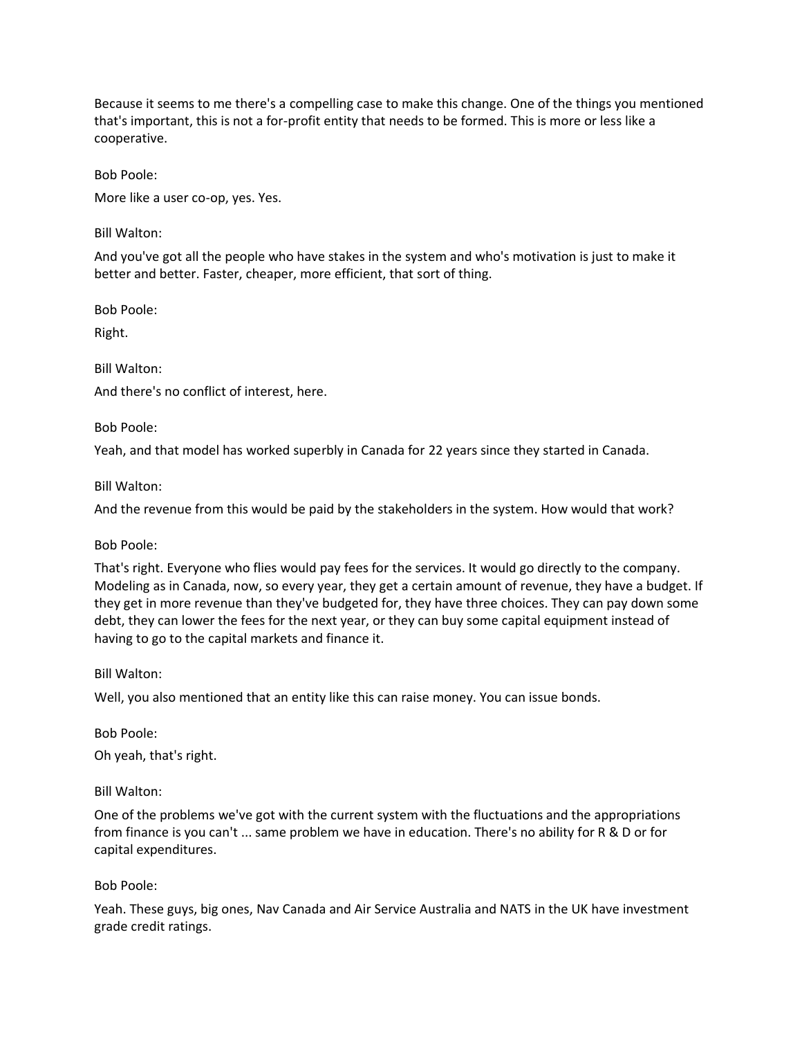Because it seems to me there's a compelling case to make this change. One of the things you mentioned that's important, this is not a for-profit entity that needs to be formed. This is more or less like a cooperative.

Bob Poole:

More like a user co-op, yes. Yes.

Bill Walton:

And you've got all the people who have stakes in the system and who's motivation is just to make it better and better. Faster, cheaper, more efficient, that sort of thing.

Bob Poole:

Right.

Bill Walton:

And there's no conflict of interest, here.

Bob Poole:

Yeah, and that model has worked superbly in Canada for 22 years since they started in Canada.

Bill Walton:

And the revenue from this would be paid by the stakeholders in the system. How would that work?

Bob Poole:

That's right. Everyone who flies would pay fees for the services. It would go directly to the company. Modeling as in Canada, now, so every year, they get a certain amount of revenue, they have a budget. If they get in more revenue than they've budgeted for, they have three choices. They can pay down some debt, they can lower the fees for the next year, or they can buy some capital equipment instead of having to go to the capital markets and finance it.

Bill Walton:

Well, you also mentioned that an entity like this can raise money. You can issue bonds.

Bob Poole:

Oh yeah, that's right.

Bill Walton:

One of the problems we've got with the current system with the fluctuations and the appropriations from finance is you can't ... same problem we have in education. There's no ability for R & D or for capital expenditures.

Bob Poole:

Yeah. These guys, big ones, Nav Canada and Air Service Australia and NATS in the UK have investment grade credit ratings.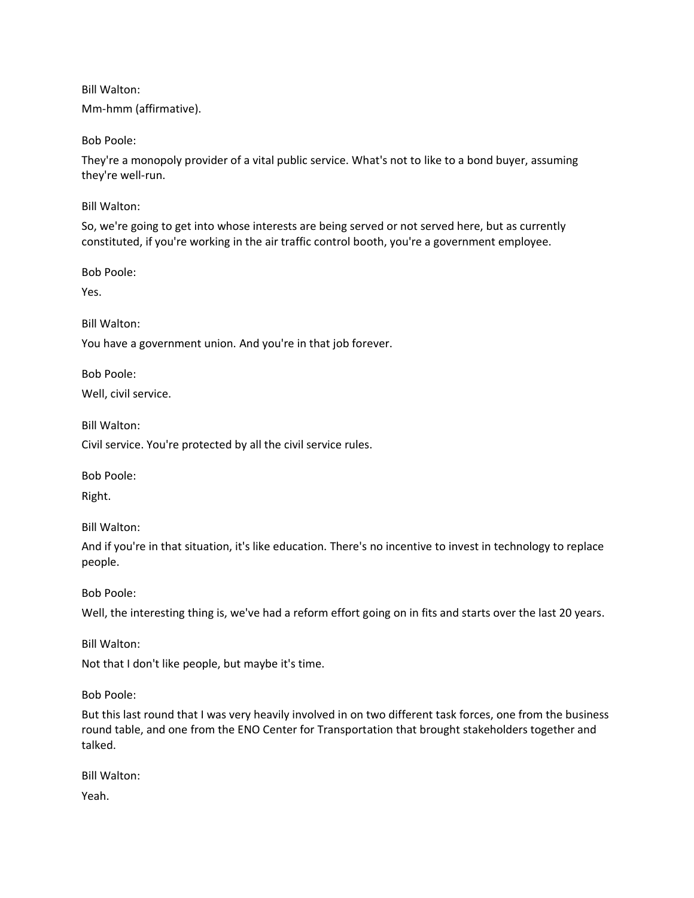Bill Walton:

Mm-hmm (affirmative).

Bob Poole:

They're a monopoly provider of a vital public service. What's not to like to a bond buyer, assuming they're well-run.

Bill Walton:

So, we're going to get into whose interests are being served or not served here, but as currently constituted, if you're working in the air traffic control booth, you're a government employee.

Bob Poole:

Yes.

Bill Walton:

You have a government union. And you're in that job forever.

Bob Poole:

Well, civil service.

Bill Walton:

Civil service. You're protected by all the civil service rules.

Bob Poole:

Right.

Bill Walton:

And if you're in that situation, it's like education. There's no incentive to invest in technology to replace people.

Bob Poole:

Well, the interesting thing is, we've had a reform effort going on in fits and starts over the last 20 years.

Bill Walton:

Not that I don't like people, but maybe it's time.

Bob Poole:

But this last round that I was very heavily involved in on two different task forces, one from the business round table, and one from the ENO Center for Transportation that brought stakeholders together and talked.

Bill Walton:

Yeah.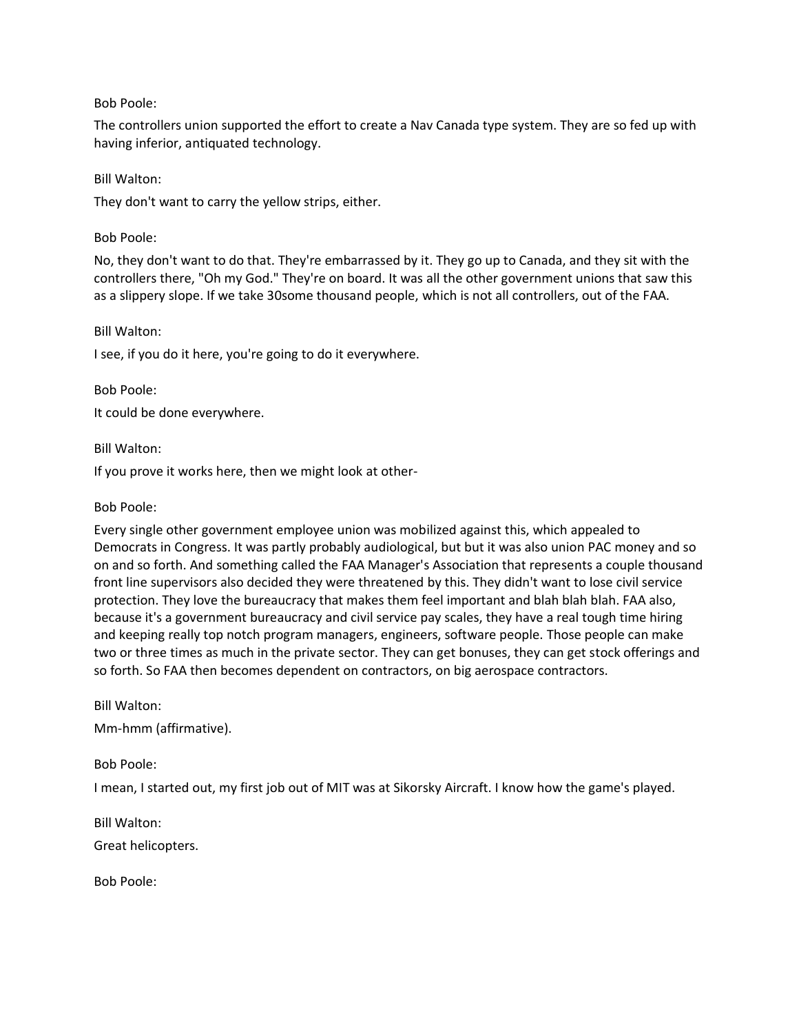Bob Poole:

The controllers union supported the effort to create a Nav Canada type system. They are so fed up with having inferior, antiquated technology.

Bill Walton:

They don't want to carry the yellow strips, either.

Bob Poole:

No, they don't want to do that. They're embarrassed by it. They go up to Canada, and they sit with the controllers there, "Oh my God." They're on board. It was all the other government unions that saw this as a slippery slope. If we take 30some thousand people, which is not all controllers, out of the FAA.

Bill Walton:

I see, if you do it here, you're going to do it everywhere.

Bob Poole:

It could be done everywhere.

Bill Walton:

If you prove it works here, then we might look at other-

Bob Poole:

Every single other government employee union was mobilized against this, which appealed to Democrats in Congress. It was partly probably audiological, but but it was also union PAC money and so on and so forth. And something called the FAA Manager's Association that represents a couple thousand front line supervisors also decided they were threatened by this. They didn't want to lose civil service protection. They love the bureaucracy that makes them feel important and blah blah blah. FAA also, because it's a government bureaucracy and civil service pay scales, they have a real tough time hiring and keeping really top notch program managers, engineers, software people. Those people can make two or three times as much in the private sector. They can get bonuses, they can get stock offerings and so forth. So FAA then becomes dependent on contractors, on big aerospace contractors.

Bill Walton:

Mm-hmm (affirmative).

Bob Poole:

I mean, I started out, my first job out of MIT was at Sikorsky Aircraft. I know how the game's played.

Bill Walton:

Great helicopters.

Bob Poole: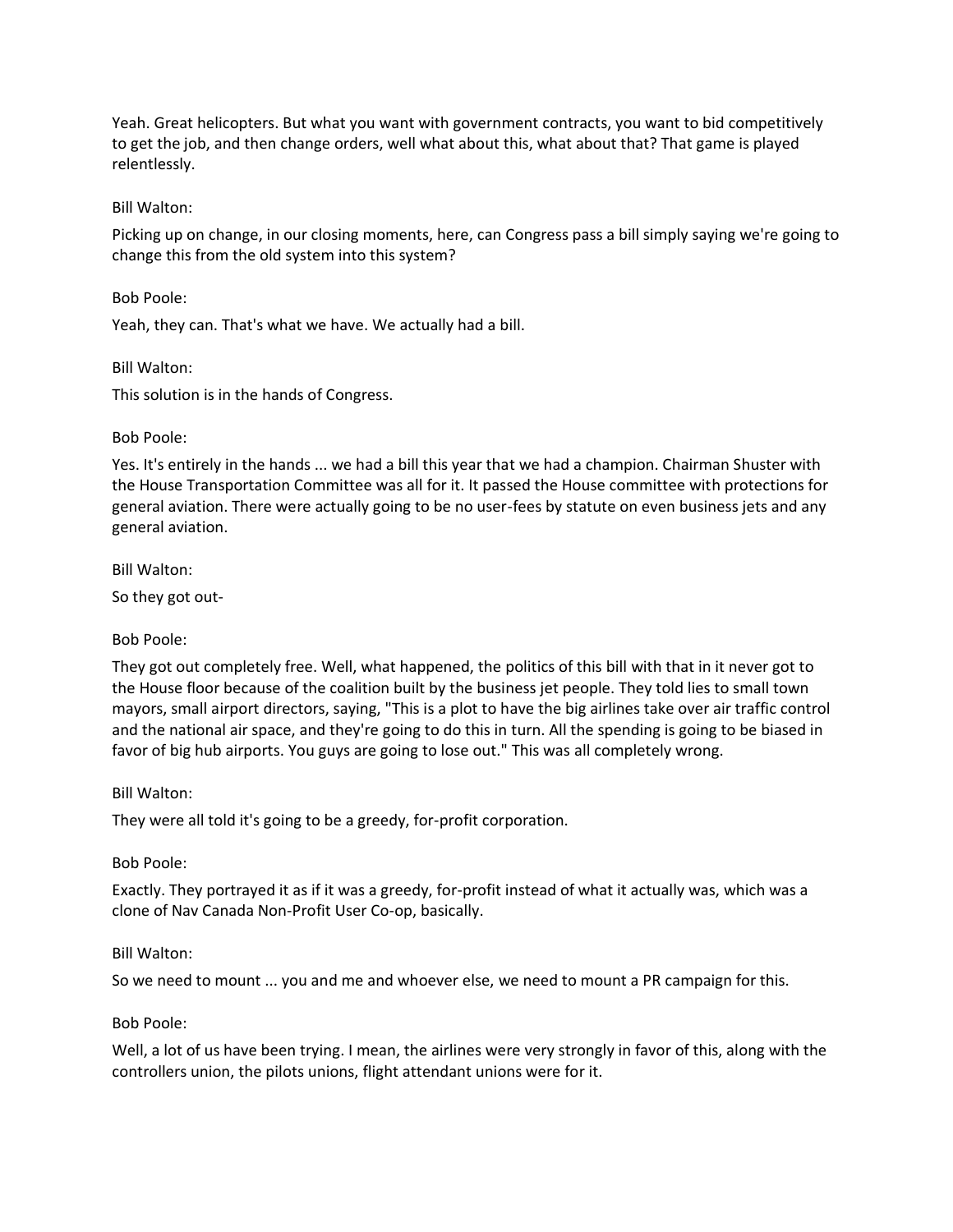Yeah. Great helicopters. But what you want with government contracts, you want to bid competitively to get the job, and then change orders, well what about this, what about that? That game is played relentlessly.

Bill Walton:

Picking up on change, in our closing moments, here, can Congress pass a bill simply saying we're going to change this from the old system into this system?

Bob Poole:

Yeah, they can. That's what we have. We actually had a bill.

Bill Walton:

This solution is in the hands of Congress.

Bob Poole:

Yes. It's entirely in the hands ... we had a bill this year that we had a champion. Chairman Shuster with the House Transportation Committee was all for it. It passed the House committee with protections for general aviation. There were actually going to be no user-fees by statute on even business jets and any general aviation.

Bill Walton:

So they got out-

Bob Poole:

They got out completely free. Well, what happened, the politics of this bill with that in it never got to the House floor because of the coalition built by the business jet people. They told lies to small town mayors, small airport directors, saying, "This is a plot to have the big airlines take over air traffic control and the national air space, and they're going to do this in turn. All the spending is going to be biased in favor of big hub airports. You guys are going to lose out." This was all completely wrong.

Bill Walton:

They were all told it's going to be a greedy, for-profit corporation.

Bob Poole:

Exactly. They portrayed it as if it was a greedy, for-profit instead of what it actually was, which was a clone of Nav Canada Non-Profit User Co-op, basically.

Bill Walton:

So we need to mount ... you and me and whoever else, we need to mount a PR campaign for this.

Bob Poole:

Well, a lot of us have been trying. I mean, the airlines were very strongly in favor of this, along with the controllers union, the pilots unions, flight attendant unions were for it.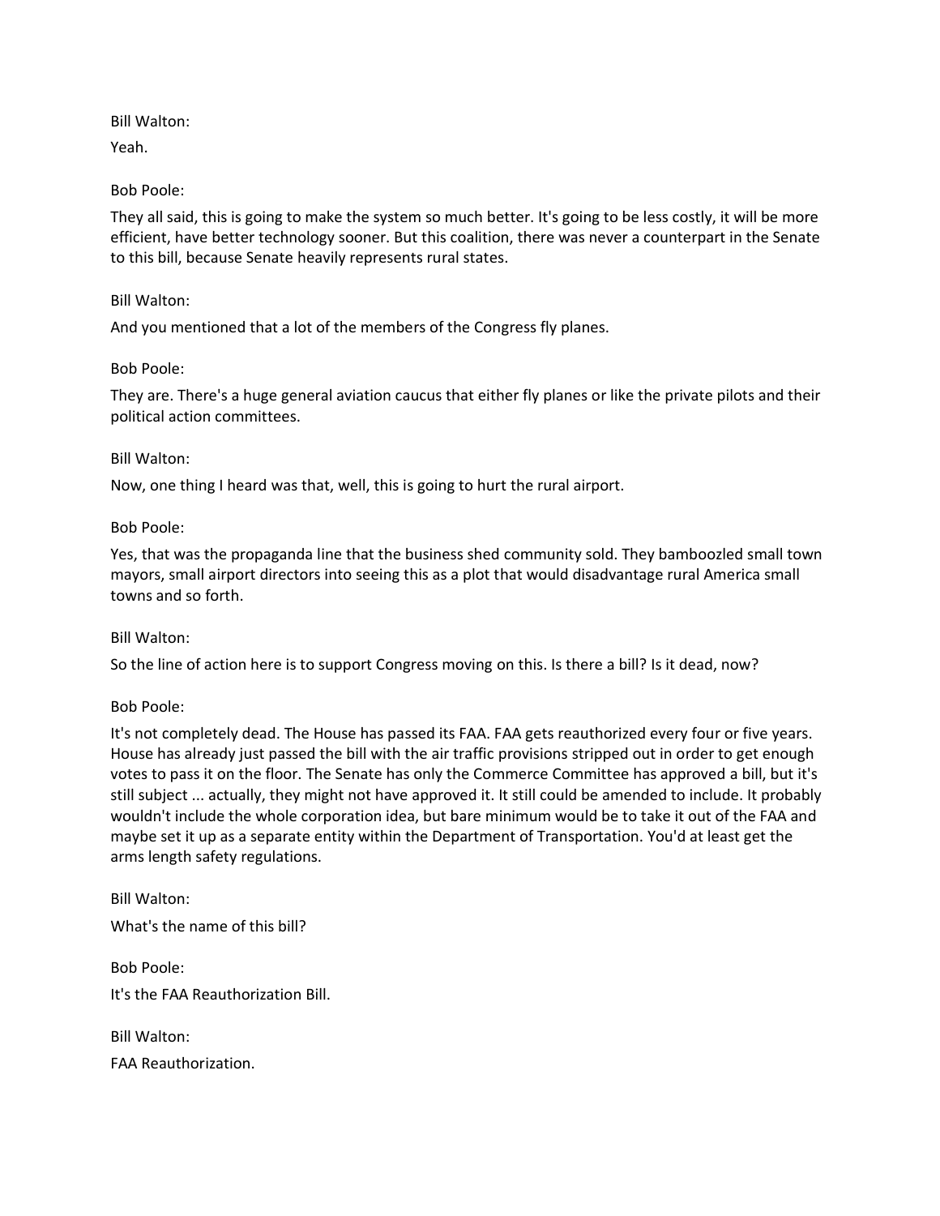Bill Walton:

Yeah.

Bob Poole:

They all said, this is going to make the system so much better. It's going to be less costly, it will be more efficient, have better technology sooner. But this coalition, there was never a counterpart in the Senate to this bill, because Senate heavily represents rural states.

Bill Walton:

And you mentioned that a lot of the members of the Congress fly planes.

Bob Poole:

They are. There's a huge general aviation caucus that either fly planes or like the private pilots and their political action committees.

Bill Walton:

Now, one thing I heard was that, well, this is going to hurt the rural airport.

Bob Poole:

Yes, that was the propaganda line that the business shed community sold. They bamboozled small town mayors, small airport directors into seeing this as a plot that would disadvantage rural America small towns and so forth.

Bill Walton:

So the line of action here is to support Congress moving on this. Is there a bill? Is it dead, now?

Bob Poole:

It's not completely dead. The House has passed its FAA. FAA gets reauthorized every four or five years. House has already just passed the bill with the air traffic provisions stripped out in order to get enough votes to pass it on the floor. The Senate has only the Commerce Committee has approved a bill, but it's still subject ... actually, they might not have approved it. It still could be amended to include. It probably wouldn't include the whole corporation idea, but bare minimum would be to take it out of the FAA and maybe set it up as a separate entity within the Department of Transportation. You'd at least get the arms length safety regulations.

Bill Walton:

What's the name of this bill?

Bob Poole:

It's the FAA Reauthorization Bill.

Bill Walton:

FAA Reauthorization.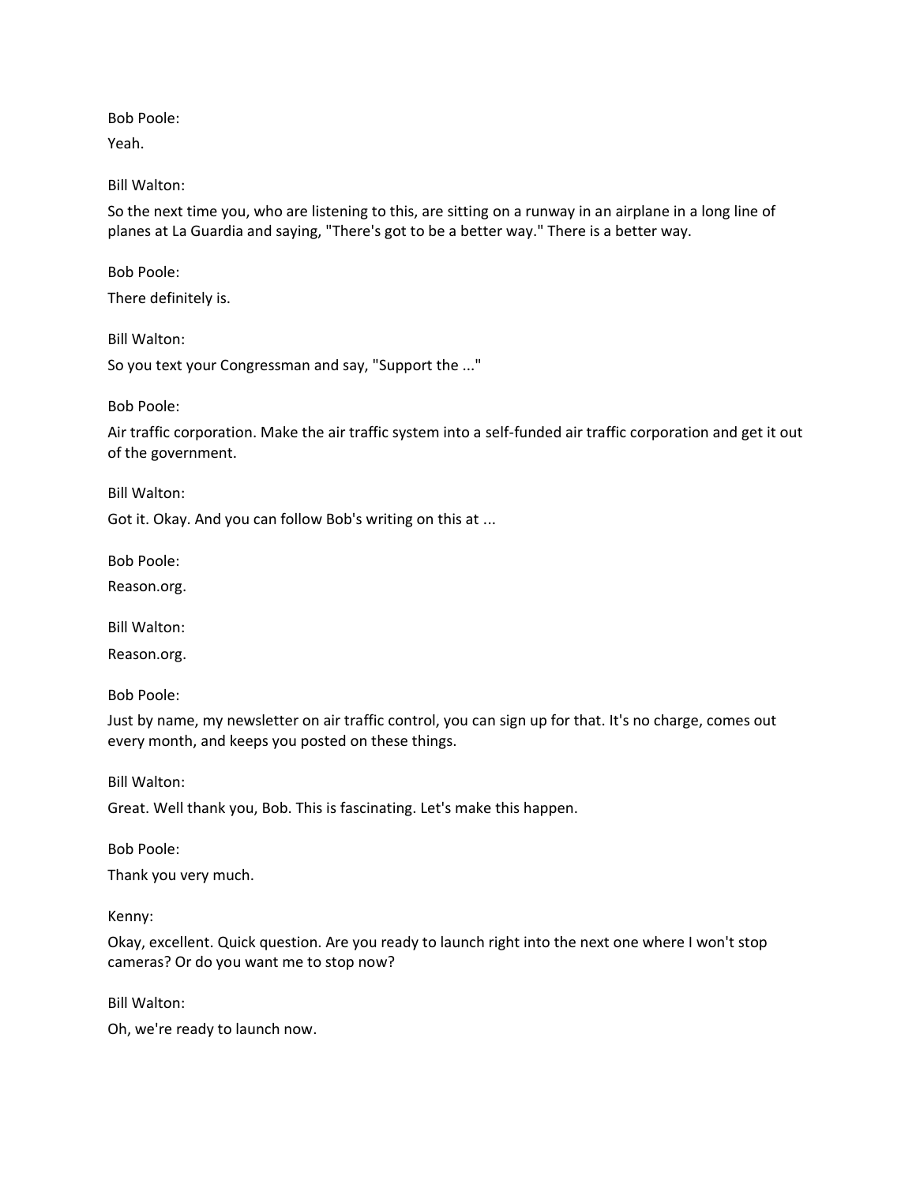Bob Poole:

Yeah.

Bill Walton:

So the next time you, who are listening to this, are sitting on a runway in an airplane in a long line of planes at La Guardia and saying, "There's got to be a better way." There is a better way.

Bob Poole:

There definitely is.

Bill Walton:

So you text your Congressman and say, "Support the ..."

Bob Poole:

Air traffic corporation. Make the air traffic system into a self-funded air traffic corporation and get it out of the government.

Bill Walton:

Got it. Okay. And you can follow Bob's writing on this at ...

Bob Poole:

Reason.org.

Bill Walton:

Reason.org.

Bob Poole:

Just by name, my newsletter on air traffic control, you can sign up for that. It's no charge, comes out every month, and keeps you posted on these things.

Bill Walton:

Great. Well thank you, Bob. This is fascinating. Let's make this happen.

Bob Poole:

Thank you very much.

Kenny:

Okay, excellent. Quick question. Are you ready to launch right into the next one where I won't stop cameras? Or do you want me to stop now?

Bill Walton:

Oh, we're ready to launch now.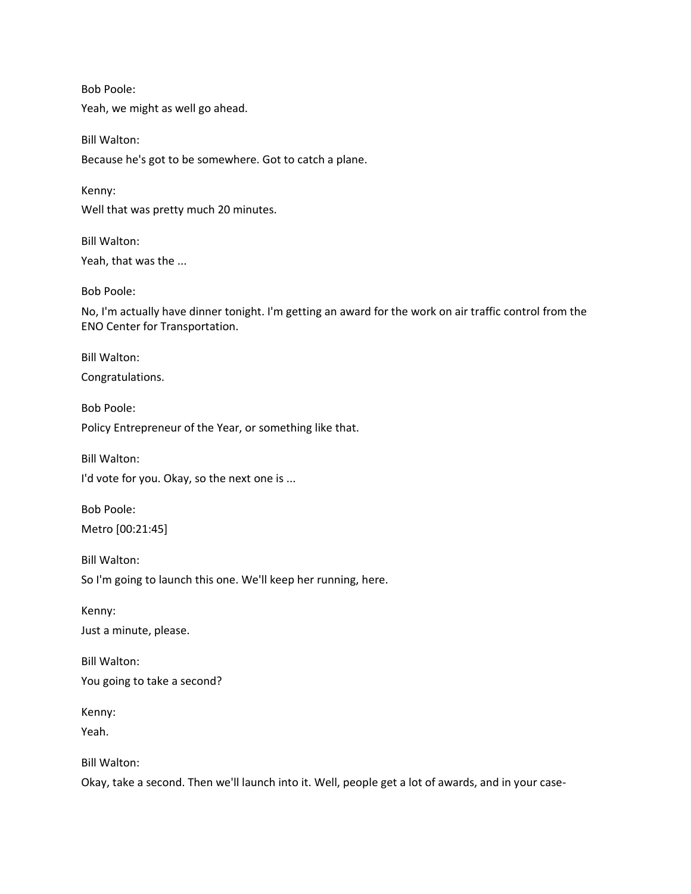Bob Poole:

Yeah, we might as well go ahead.

Bill Walton:

Because he's got to be somewhere. Got to catch a plane.

Kenny:

Well that was pretty much 20 minutes.

Bill Walton:

Yeah, that was the ...

Bob Poole:

No, I'm actually have dinner tonight. I'm getting an award for the work on air traffic control from the ENO Center for Transportation.

Bill Walton:

Congratulations.

Bob Poole:

Policy Entrepreneur of the Year, or something like that.

Bill Walton:

I'd vote for you. Okay, so the next one is ...

Bob Poole:

Metro [00:21:45]

Bill Walton:

So I'm going to launch this one. We'll keep her running, here.

Kenny:

Just a minute, please.

Bill Walton:

You going to take a second?

Kenny:

Yeah.

Bill Walton:

Okay, take a second. Then we'll launch into it. Well, people get a lot of awards, and in your case-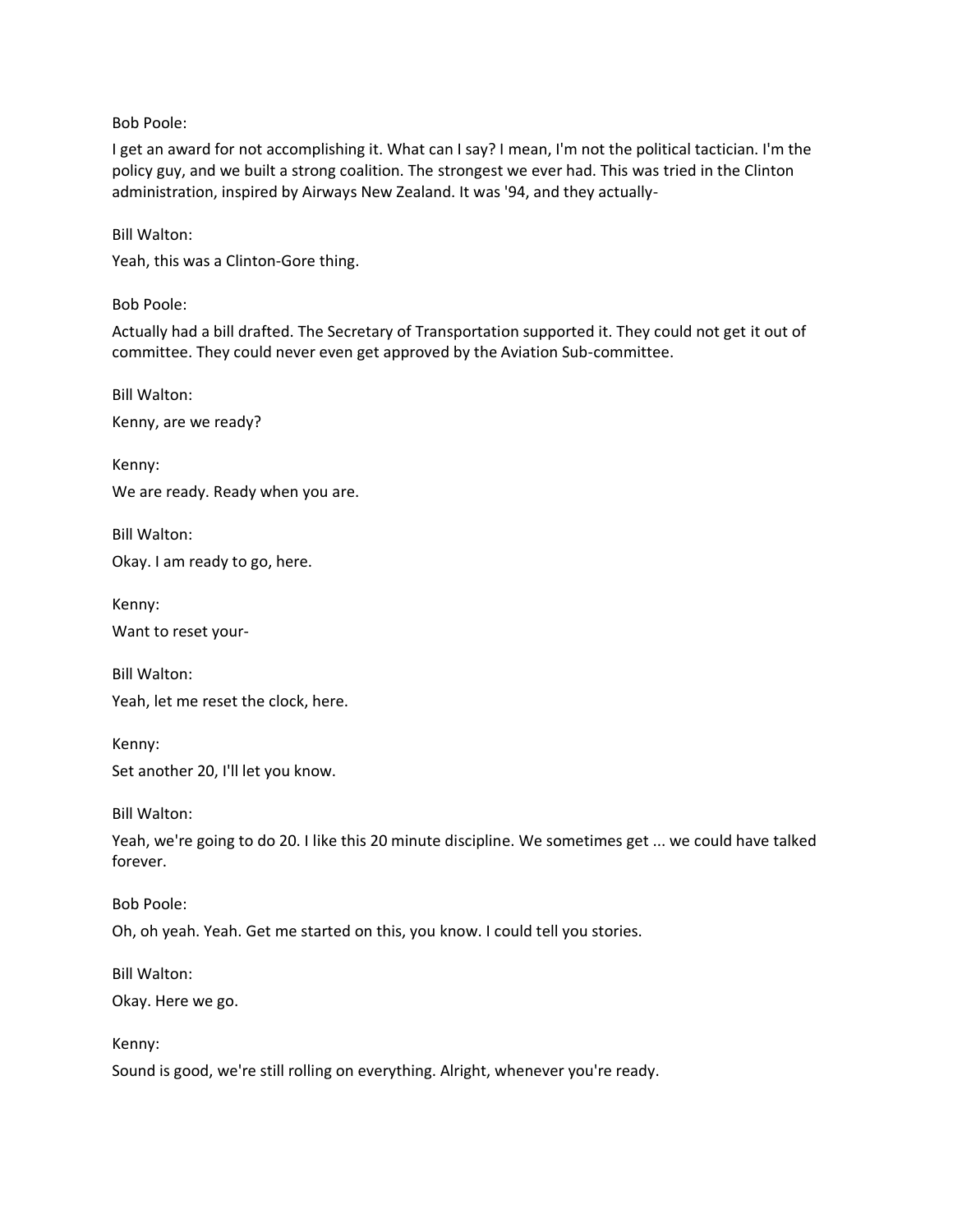Bob Poole:

I get an award for not accomplishing it. What can I say? I mean, I'm not the political tactician. I'm the policy guy, and we built a strong coalition. The strongest we ever had. This was tried in the Clinton administration, inspired by Airways New Zealand. It was '94, and they actually-

Bill Walton:

Yeah, this was a Clinton-Gore thing.

Bob Poole:

Actually had a bill drafted. The Secretary of Transportation supported it. They could not get it out of committee. They could never even get approved by the Aviation Sub-committee.

Bill Walton:

Kenny, are we ready?

Kenny:

We are ready. Ready when you are.

Bill Walton:

Okay. I am ready to go, here.

Kenny:

Want to reset your-

Bill Walton:

Yeah, let me reset the clock, here.

Kenny:

Set another 20, I'll let you know.

Bill Walton:

Yeah, we're going to do 20. I like this 20 minute discipline. We sometimes get ... we could have talked forever.

Bob Poole:

Oh, oh yeah. Yeah. Get me started on this, you know. I could tell you stories.

Bill Walton:

Okay. Here we go.

Kenny:

Sound is good, we're still rolling on everything. Alright, whenever you're ready.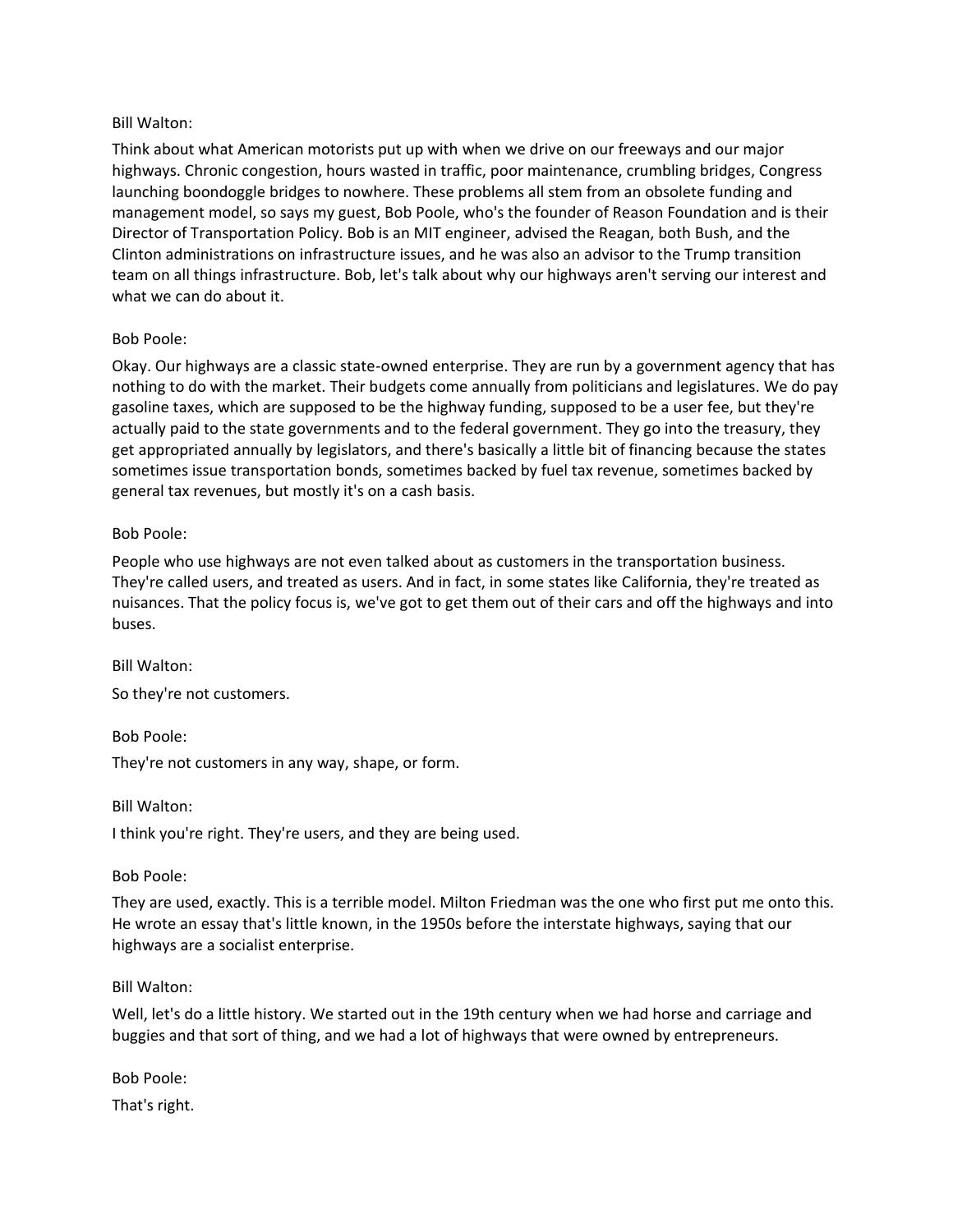Bill Walton:

Think about what American motorists put up with when we drive on our freeways and our major highways. Chronic congestion, hours wasted in traffic, poor maintenance, crumbling bridges, Congress launching boondoggle bridges to nowhere. These problems all stem from an obsolete funding and management model, so says my guest, Bob Poole, who's the founder of Reason Foundation and is their Director of Transportation Policy. Bob is an MIT engineer, advised the Reagan, both Bush, and the Clinton administrations on infrastructure issues, and he was also an advisor to the Trump transition team on all things infrastructure. Bob, let's talk about why our highways aren't serving our interest and what we can do about it.

Bob Poole:

Okay. Our highways are a classic state-owned enterprise. They are run by a government agency that has nothing to do with the market. Their budgets come annually from politicians and legislatures. We do pay gasoline taxes, which are supposed to be the highway funding, supposed to be a user fee, but they're actually paid to the state governments and to the federal government. They go into the treasury, they get appropriated annually by legislators, and there's basically a little bit of financing because the states sometimes issue transportation bonds, sometimes backed by fuel tax revenue, sometimes backed by general tax revenues, but mostly it's on a cash basis.

Bob Poole:

People who use highways are not even talked about as customers in the transportation business. They're called users, and treated as users. And in fact, in some states like California, they're treated as nuisances. That the policy focus is, we've got to get them out of their cars and off the highways and into buses.

Bill Walton:

So they're not customers.

Bob Poole:

They're not customers in any way, shape, or form.

Bill Walton:

I think you're right. They're users, and they are being used.

Bob Poole:

They are used, exactly. This is a terrible model. Milton Friedman was the one who first put me onto this. He wrote an essay that's little known, in the 1950s before the interstate highways, saying that our highways are a socialist enterprise.

Bill Walton:

Well, let's do a little history. We started out in the 19th century when we had horse and carriage and buggies and that sort of thing, and we had a lot of highways that were owned by entrepreneurs.

Bob Poole:

That's right.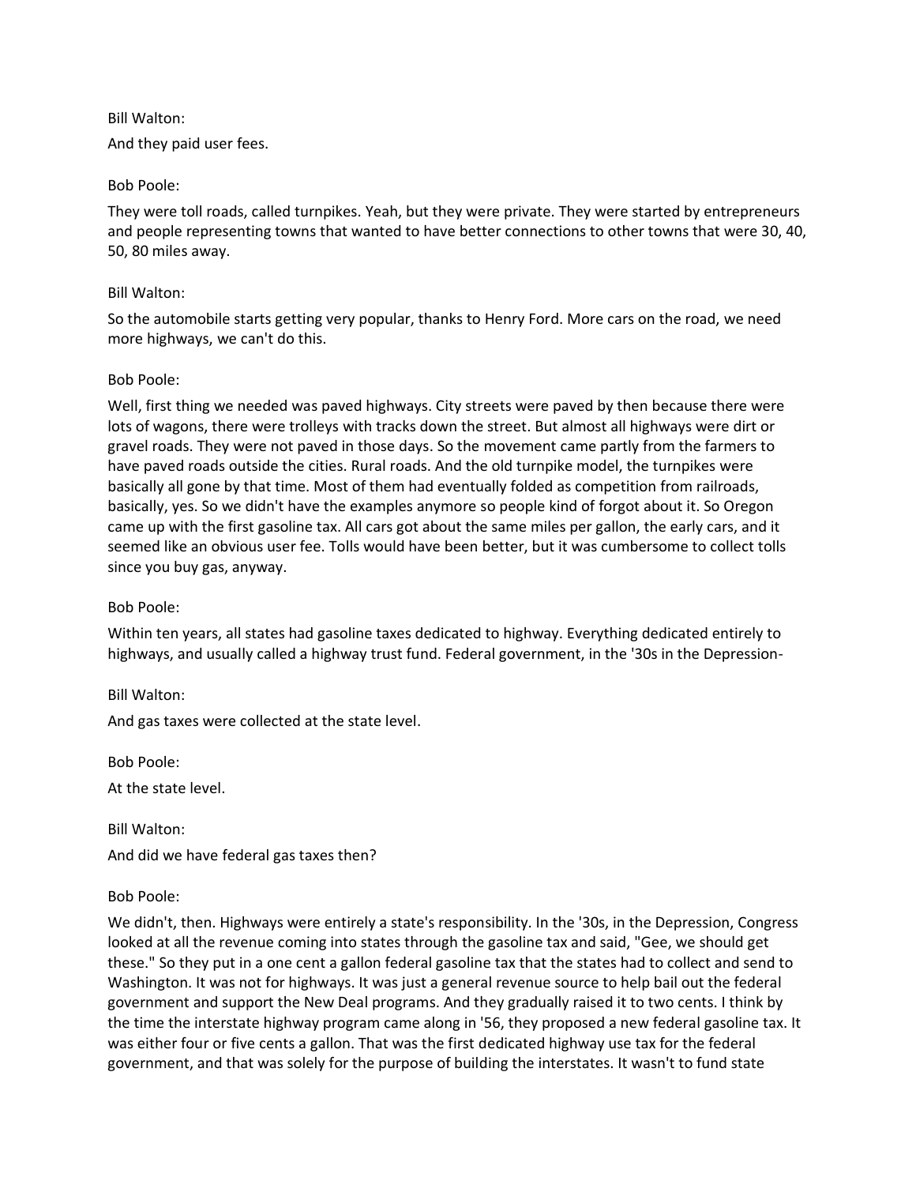Bill Walton:

And they paid user fees.

Bob Poole:

They were toll roads, called turnpikes. Yeah, but they were private. They were started by entrepreneurs and people representing towns that wanted to have better connections to other towns that were 30, 40, 50, 80 miles away.

Bill Walton:

So the automobile starts getting very popular, thanks to Henry Ford. More cars on the road, we need more highways, we can't do this.

Bob Poole:

Well, first thing we needed was paved highways. City streets were paved by then because there were lots of wagons, there were trolleys with tracks down the street. But almost all highways were dirt or gravel roads. They were not paved in those days. So the movement came partly from the farmers to have paved roads outside the cities. Rural roads. And the old turnpike model, the turnpikes were basically all gone by that time. Most of them had eventually folded as competition from railroads, basically, yes. So we didn't have the examples anymore so people kind of forgot about it. So Oregon came up with the first gasoline tax. All cars got about the same miles per gallon, the early cars, and it seemed like an obvious user fee. Tolls would have been better, but it was cumbersome to collect tolls since you buy gas, anyway.

Bob Poole:

Within ten years, all states had gasoline taxes dedicated to highway. Everything dedicated entirely to highways, and usually called a highway trust fund. Federal government, in the '30s in the Depression-

Bill Walton:

And gas taxes were collected at the state level.

Bob Poole:

At the state level.

Bill Walton:

And did we have federal gas taxes then?

Bob Poole:

We didn't, then. Highways were entirely a state's responsibility. In the '30s, in the Depression, Congress looked at all the revenue coming into states through the gasoline tax and said, "Gee, we should get these." So they put in a one cent a gallon federal gasoline tax that the states had to collect and send to Washington. It was not for highways. It was just a general revenue source to help bail out the federal government and support the New Deal programs. And they gradually raised it to two cents. I think by the time the interstate highway program came along in '56, they proposed a new federal gasoline tax. It was either four or five cents a gallon. That was the first dedicated highway use tax for the federal government, and that was solely for the purpose of building the interstates. It wasn't to fund state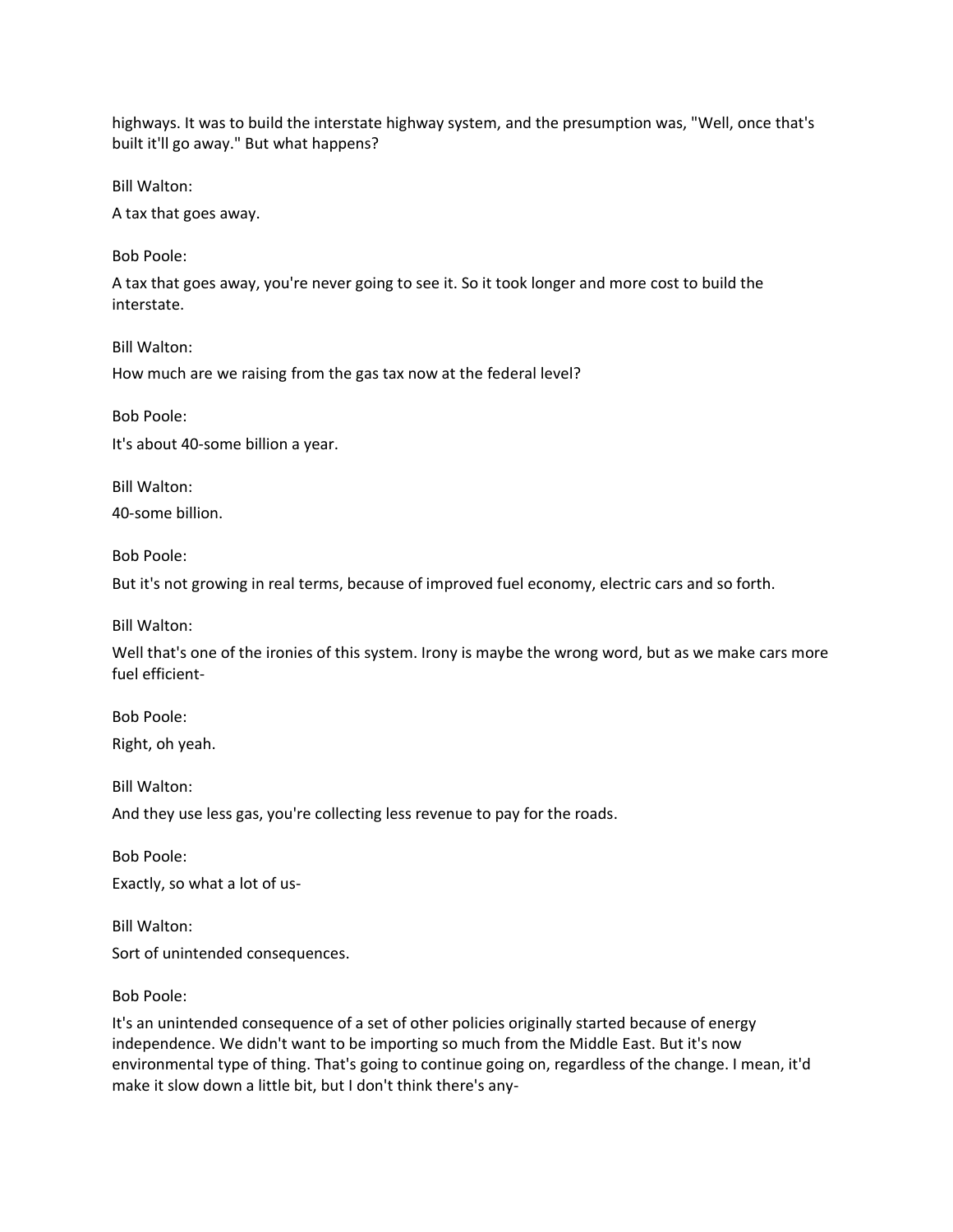highways. It was to build the interstate highway system, and the presumption was, "Well, once that's built it'll go away." But what happens?

Bill Walton:

A tax that goes away.

Bob Poole:

A tax that goes away, you're never going to see it. So it took longer and more cost to build the interstate.

Bill Walton:

How much are we raising from the gas tax now at the federal level?

Bob Poole:

It's about 40-some billion a year.

Bill Walton:

40-some billion.

Bob Poole:

But it's not growing in real terms, because of improved fuel economy, electric cars and so forth.

Bill Walton:

Well that's one of the ironies of this system. Irony is maybe the wrong word, but as we make cars more fuel efficient-

Bob Poole:

Right, oh yeah.

Bill Walton:

And they use less gas, you're collecting less revenue to pay for the roads.

Bob Poole:

Exactly, so what a lot of us-

Bill Walton:

Sort of unintended consequences.

Bob Poole:

It's an unintended consequence of a set of other policies originally started because of energy independence. We didn't want to be importing so much from the Middle East. But it's now environmental type of thing. That's going to continue going on, regardless of the change. I mean, it'd make it slow down a little bit, but I don't think there's any-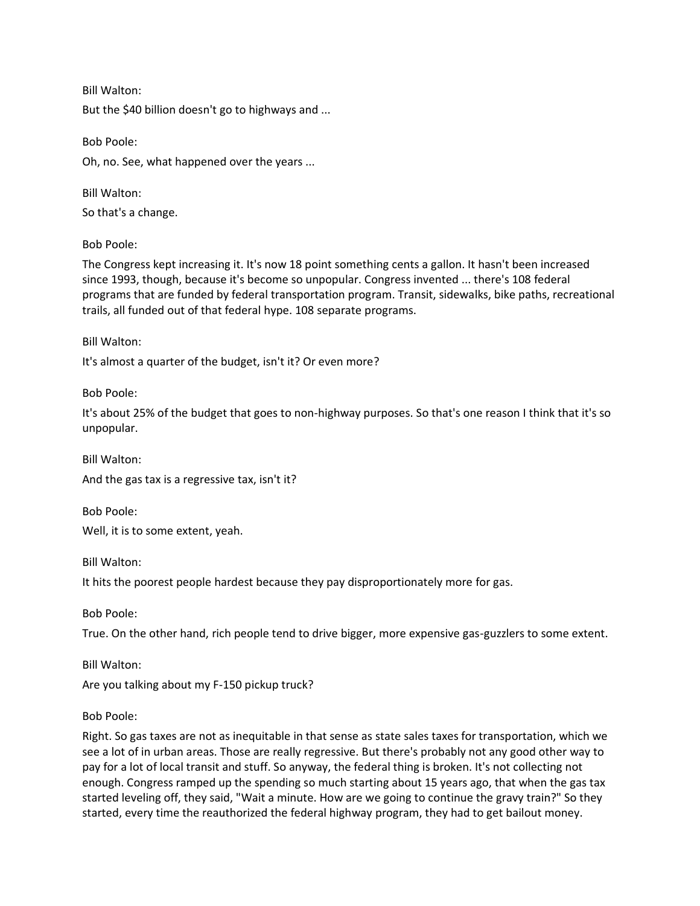Bill Walton:

But the $40 billion doesn't go to highways and ...

Bob Poole:

Oh, no. See, what happened over the years ...

Bill Walton:

So that's a change.

Bob Poole:

The Congress kept increasing it. It's now 18 point something cents a gallon. It hasn't been increased since 1993, though, because it's become so unpopular. Congress invented ... there's 108 federal programs that are funded by federal transportation program. Transit, sidewalks, bike paths, recreational trails, all funded out of that federal hype. 108 separate programs.

Bill Walton:

It's almost a quarter of the budget, isn't it? Or even more?

Bob Poole:

It's about 25% of the budget that goes to non-highway purposes. So that's one reason I think that it's so unpopular.

Bill Walton:

And the gas tax is a regressive tax, isn't it?

Bob Poole:

Well, it is to some extent, yeah.

Bill Walton:

It hits the poorest people hardest because they pay disproportionately more for gas.

Bob Poole:

True. On the other hand, rich people tend to drive bigger, more expensive gas-guzzlers to some extent.

Bill Walton:

Are you talking about my F-150 pickup truck?

Bob Poole:

Right. So gas taxes are not as inequitable in that sense as state sales taxes for transportation, which we see a lot of in urban areas. Those are really regressive. But there's probably not any good other way to pay for a lot of local transit and stuff. So anyway, the federal thing is broken. It's not collecting not enough. Congress ramped up the spending so much starting about 15 years ago, that when the gas tax started leveling off, they said, "Wait a minute. How are we going to continue the gravy train?" So they started, every time the reauthorized the federal highway program, they had to get bailout money.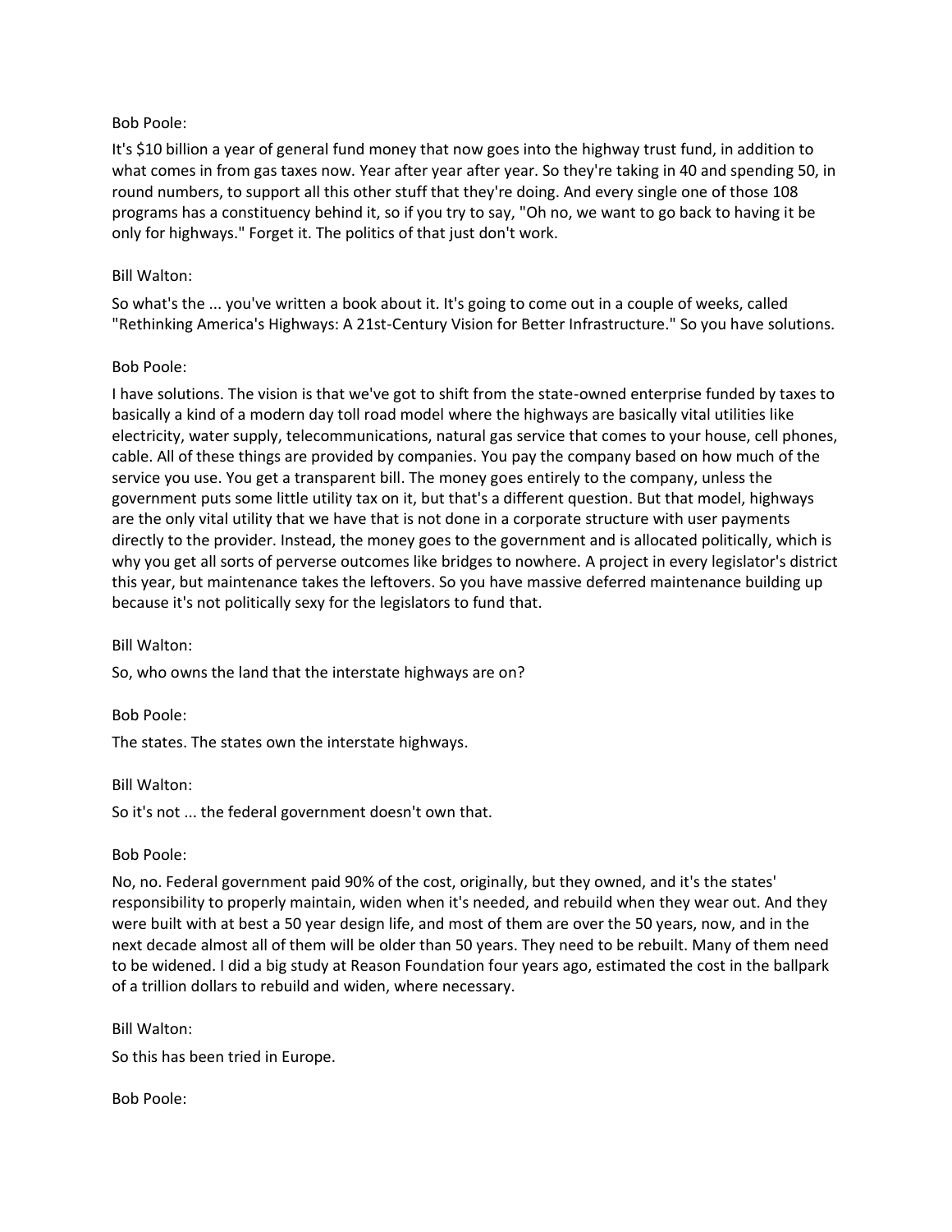Bob Poole:

It's $10 billion a year of general fund money that now goes into the highway trust fund, in addition to what comes in from gas taxes now. Year after year after year. So they're taking in 40 and spending 50, in round numbers, to support all this other stuff that they're doing. And every single one of those 108 programs has a constituency behind it, so if you try to say, "Oh no, we want to go back to having it be only for highways." Forget it. The politics of that just don't work.

Bill Walton:

So what's the ... you've written a book about it. It's going to come out in a couple of weeks, called "Rethinking America's Highways: A 21st-Century Vision for Better Infrastructure." So you have solutions.

Bob Poole:

I have solutions. The vision is that we've got to shift from the state-owned enterprise funded by taxes to basically a kind of a modern day toll road model where the highways are basically vital utilities like electricity, water supply, telecommunications, natural gas service that comes to your house, cell phones, cable. All of these things are provided by companies. You pay the company based on how much of the service you use. You get a transparent bill. The money goes entirely to the company, unless the government puts some little utility tax on it, but that's a different question. But that model, highways are the only vital utility that we have that is not done in a corporate structure with user payments directly to the provider. Instead, the money goes to the government and is allocated politically, which is why you get all sorts of perverse outcomes like bridges to nowhere. A project in every legislator's district this year, but maintenance takes the leftovers. So you have massive deferred maintenance building up because it's not politically sexy for the legislators to fund that.

Bill Walton:

So, who owns the land that the interstate highways are on?

Bob Poole:

The states. The states own the interstate highways.

Bill Walton:

So it's not ... the federal government doesn't own that.

Bob Poole:

No, no. Federal government paid 90% of the cost, originally, but they owned, and it's the states' responsibility to properly maintain, widen when it's needed, and rebuild when they wear out. And they were built with at best a 50 year design life, and most of them are over the 50 years, now, and in the next decade almost all of them will be older than 50 years. They need to be rebuilt. Many of them need to be widened. I did a big study at Reason Foundation four years ago, estimated the cost in the ballpark of a trillion dollars to rebuild and widen, where necessary.

Bill Walton:

So this has been tried in Europe.

Bob Poole: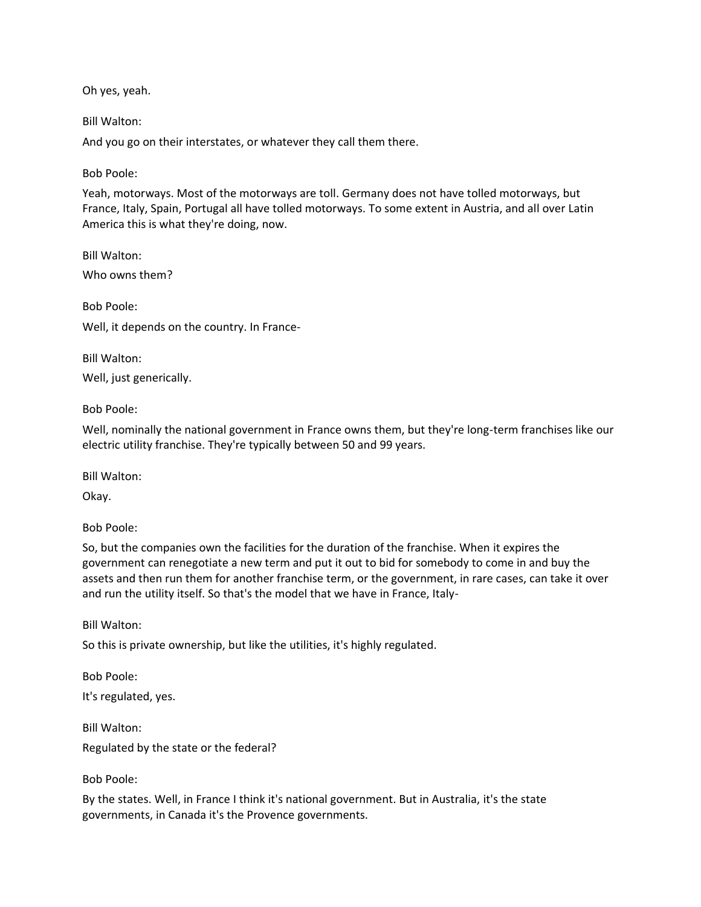Oh yes, yeah.

Bill Walton:

And you go on their interstates, or whatever they call them there.

Bob Poole:

Yeah, motorways. Most of the motorways are toll. Germany does not have tolled motorways, but France, Italy, Spain, Portugal all have tolled motorways. To some extent in Austria, and all over Latin America this is what they're doing, now.

Bill Walton:

Who owns them?

Bob Poole:

Well, it depends on the country. In France-

Bill Walton:

Well, just generically.

Bob Poole:

Well, nominally the national government in France owns them, but they're long-term franchises like our electric utility franchise. They're typically between 50 and 99 years.

Bill Walton:

Okay.

Bob Poole:

So, but the companies own the facilities for the duration of the franchise. When it expires the government can renegotiate a new term and put it out to bid for somebody to come in and buy the assets and then run them for another franchise term, or the government, in rare cases, can take it over and run the utility itself. So that's the model that we have in France, Italy-

Bill Walton:

So this is private ownership, but like the utilities, it's highly regulated.

Bob Poole:

It's regulated, yes.

Bill Walton:

Regulated by the state or the federal?

Bob Poole:

By the states. Well, in France I think it's national government. But in Australia, it's the state governments, in Canada it's the Provence governments.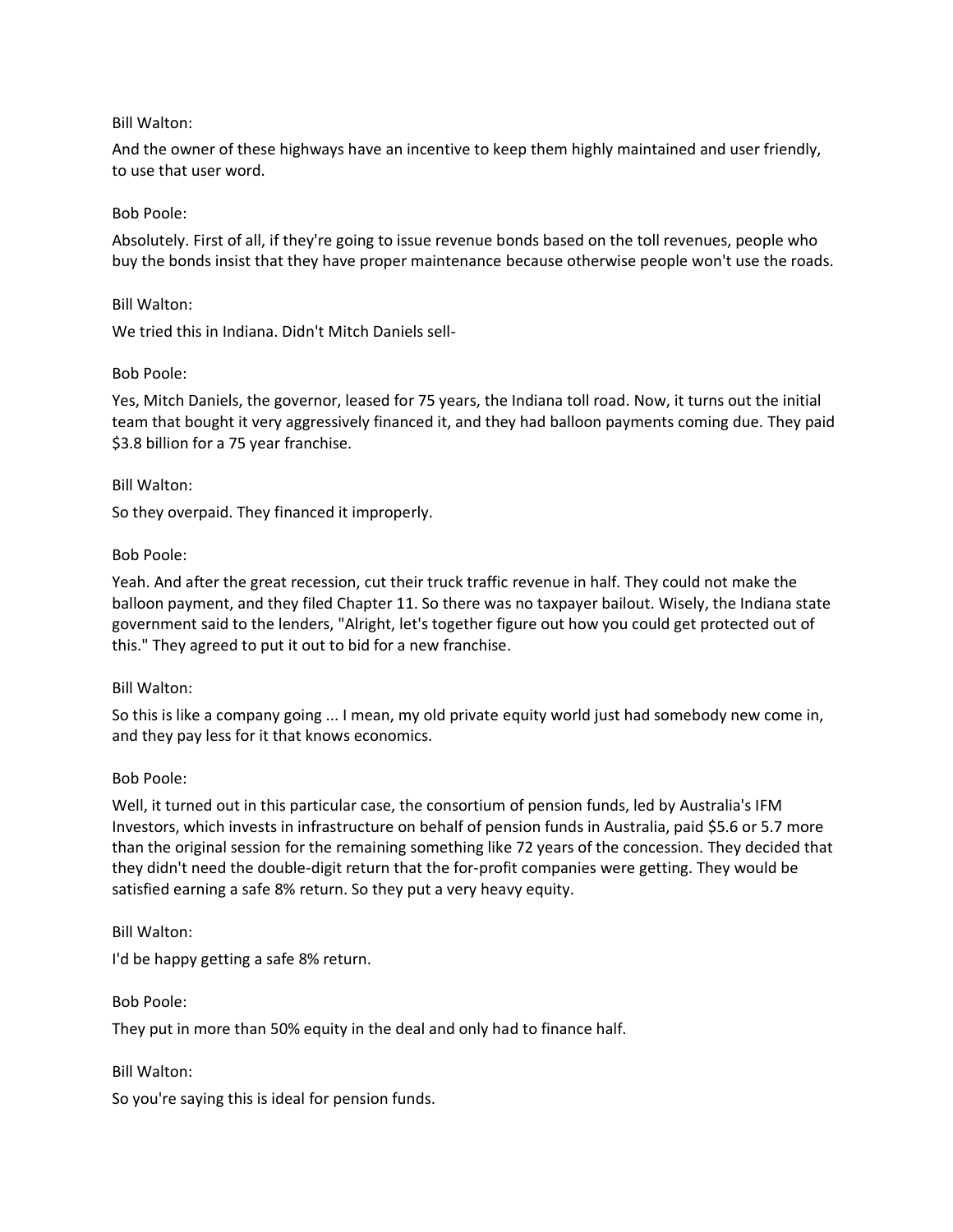Bill Walton:

And the owner of these highways have an incentive to keep them highly maintained and user friendly, to use that user word.

Bob Poole:

Absolutely. First of all, if they're going to issue revenue bonds based on the toll revenues, people who buy the bonds insist that they have proper maintenance because otherwise people won't use the roads.

Bill Walton:

We tried this in Indiana. Didn't Mitch Daniels sell-

Bob Poole:

Yes, Mitch Daniels, the governor, leased for 75 years, the Indiana toll road. Now, it turns out the initial team that bought it very aggressively financed it, and they had balloon payments coming due. They paid $3.8 billion for a 75 year franchise.

Bill Walton:

So they overpaid. They financed it improperly.

Bob Poole:

Yeah. And after the great recession, cut their truck traffic revenue in half. They could not make the balloon payment, and they filed Chapter 11. So there was no taxpayer bailout. Wisely, the Indiana state government said to the lenders, "Alright, let's together figure out how you could get protected out of this." They agreed to put it out to bid for a new franchise.

Bill Walton:

So this is like a company going ... I mean, my old private equity world just had somebody new come in, and they pay less for it that knows economics.

Bob Poole:

Well, it turned out in this particular case, the consortium of pension funds, led by Australia's IFM Investors, which invests in infrastructure on behalf of pension funds in Australia, paid $5.6 or 5.7 more than the original session for the remaining something like 72 years of the concession. They decided that they didn't need the double-digit return that the for-profit companies were getting. They would be satisfied earning a safe 8% return. So they put a very heavy equity.

Bill Walton:

I'd be happy getting a safe 8% return.

Bob Poole:

They put in more than 50% equity in the deal and only had to finance half.

Bill Walton:

So you're saying this is ideal for pension funds.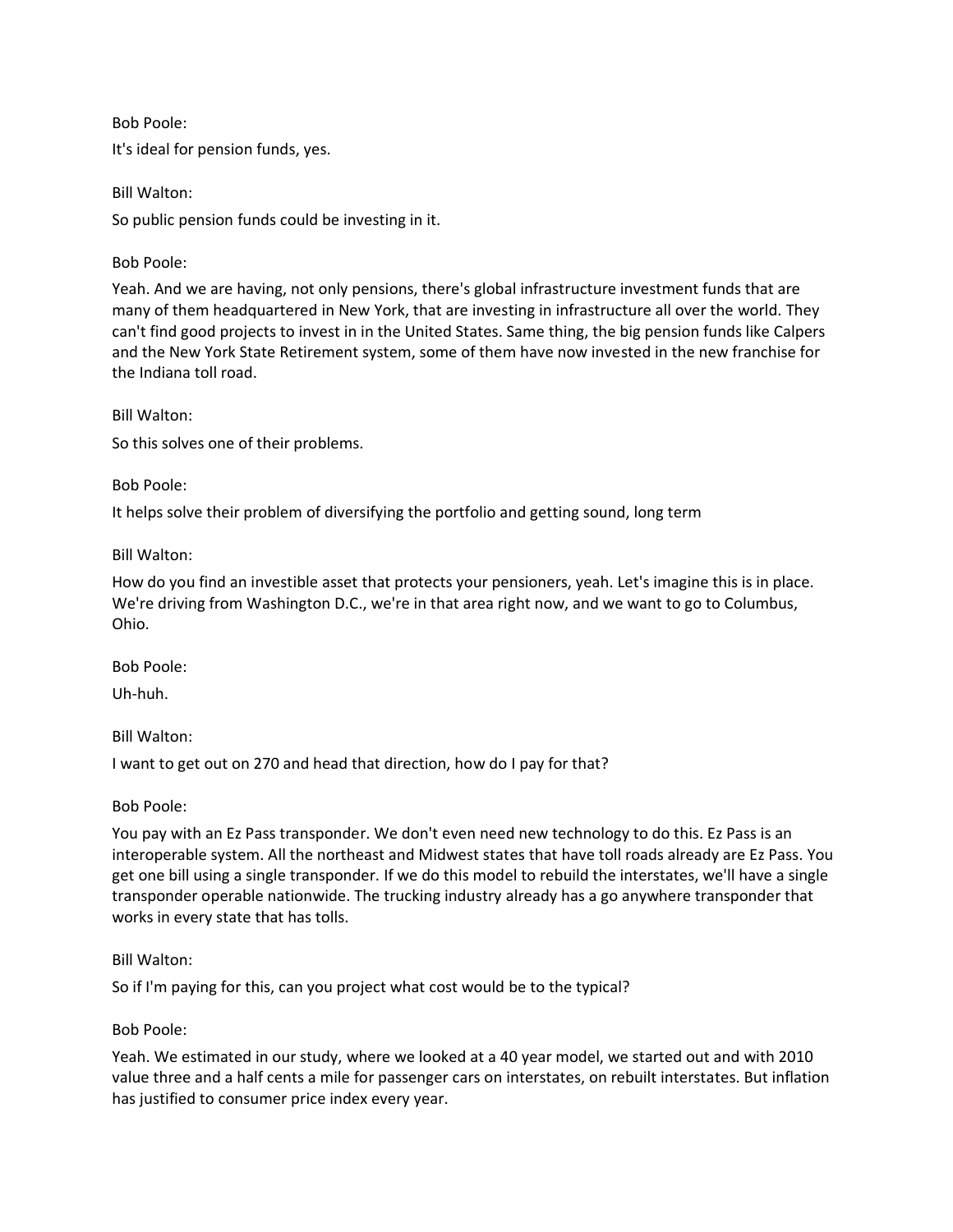Bob Poole:

It's ideal for pension funds, yes.

Bill Walton:

So public pension funds could be investing in it.

Bob Poole:

Yeah. And we are having, not only pensions, there's global infrastructure investment funds that are many of them headquartered in New York, that are investing in infrastructure all over the world. They can't find good projects to invest in in the United States. Same thing, the big pension funds like Calpers and the New York State Retirement system, some of them have now invested in the new franchise for the Indiana toll road.

Bill Walton:

So this solves one of their problems.

Bob Poole:

It helps solve their problem of diversifying the portfolio and getting sound, long term

Bill Walton:

How do you find an investible asset that protects your pensioners, yeah. Let's imagine this is in place. We're driving from Washington D.C., we're in that area right now, and we want to go to Columbus, Ohio.

Bob Poole:

Uh-huh.

Bill Walton:

I want to get out on 270 and head that direction, how do I pay for that?

Bob Poole:

You pay with an Ez Pass transponder. We don't even need new technology to do this. Ez Pass is an interoperable system. All the northeast and Midwest states that have toll roads already are Ez Pass. You get one bill using a single transponder. If we do this model to rebuild the interstates, we'll have a single transponder operable nationwide. The trucking industry already has a go anywhere transponder that works in every state that has tolls.

Bill Walton:

So if I'm paying for this, can you project what cost would be to the typical?

Bob Poole:

Yeah. We estimated in our study, where we looked at a 40 year model, we started out and with 2010 value three and a half cents a mile for passenger cars on interstates, on rebuilt interstates. But inflation has justified to consumer price index every year.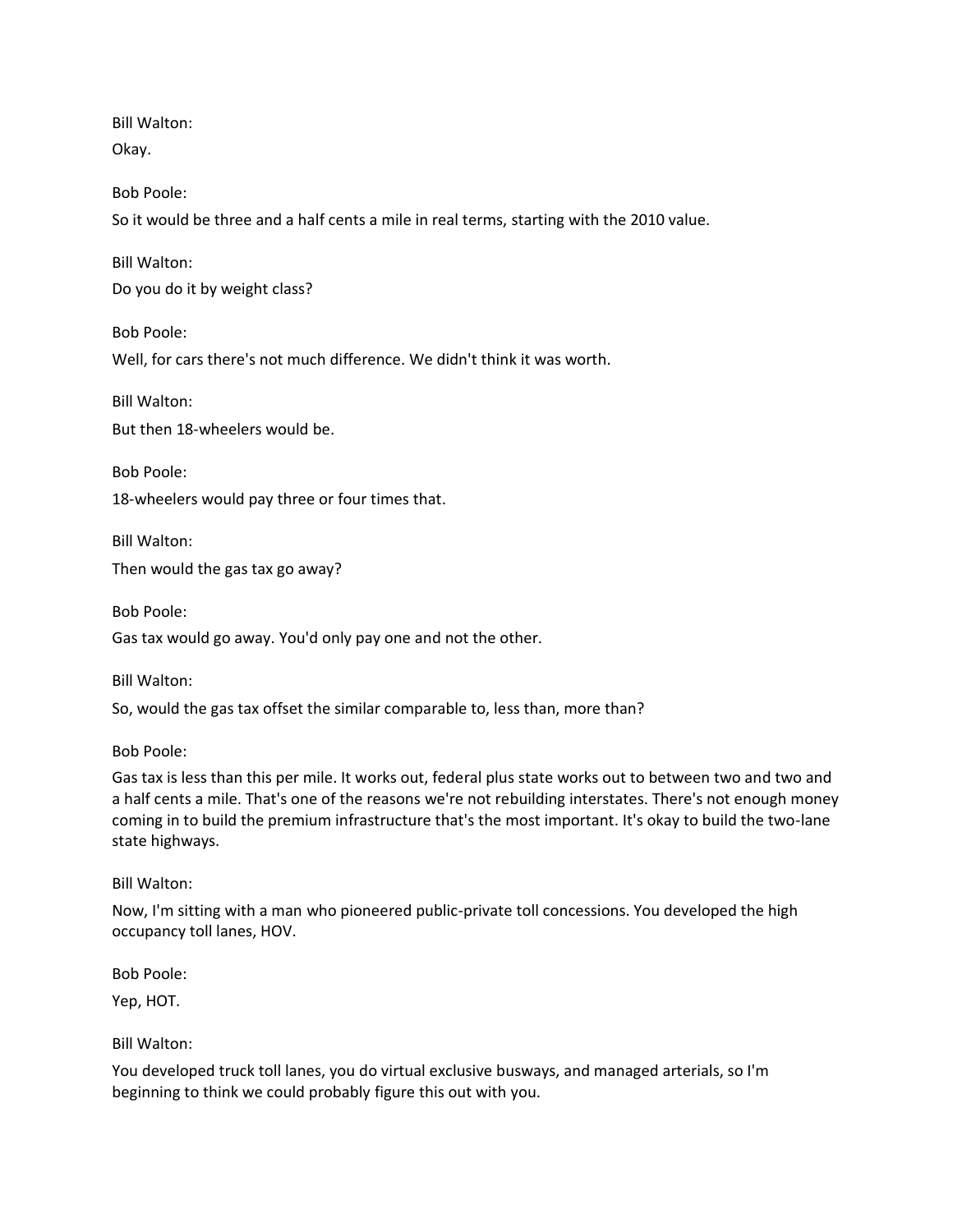Bill Walton:

Okay.

Bob Poole:

So it would be three and a half cents a mile in real terms, starting with the 2010 value.

Bill Walton:

Do you do it by weight class?

Bob Poole:

Well, for cars there's not much difference. We didn't think it was worth.

Bill Walton:

But then 18-wheelers would be.

Bob Poole:

18-wheelers would pay three or four times that.

Bill Walton:

Then would the gas tax go away?

Bob Poole:

Gas tax would go away. You'd only pay one and not the other.

Bill Walton:

So, would the gas tax offset the similar comparable to, less than, more than?

Bob Poole:

Gas tax is less than this per mile. It works out, federal plus state works out to between two and two and a half cents a mile. That's one of the reasons we're not rebuilding interstates. There's not enough money coming in to build the premium infrastructure that's the most important. It's okay to build the two-lane state highways.

Bill Walton:

Now, I'm sitting with a man who pioneered public-private toll concessions. You developed the high occupancy toll lanes, HOV.

Bob Poole:

Yep, HOT.

Bill Walton:

You developed truck toll lanes, you do virtual exclusive busways, and managed arterials, so I'm beginning to think we could probably figure this out with you.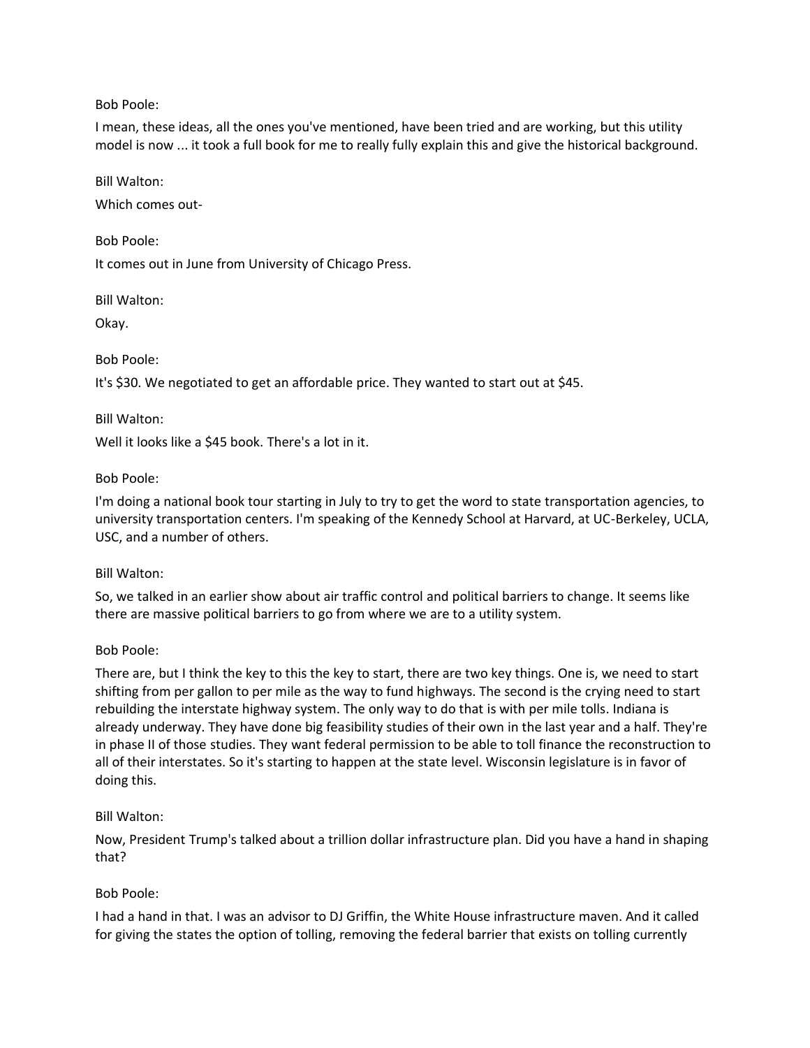Bob Poole:

I mean, these ideas, all the ones you've mentioned, have been tried and are working, but this utility model is now ... it took a full book for me to really fully explain this and give the historical background.

Bill Walton:

Which comes out-

Bob Poole:

It comes out in June from University of Chicago Press.

Bill Walton:

Okay.

Bob Poole:

It's $30. We negotiated to get an affordable price. They wanted to start out at $45.

Bill Walton:

Well it looks like a $45 book. There's a lot in it.

Bob Poole:

I'm doing a national book tour starting in July to try to get the word to state transportation agencies, to university transportation centers. I'm speaking of the Kennedy School at Harvard, at UC-Berkeley, UCLA, USC, and a number of others.

Bill Walton:

So, we talked in an earlier show about air traffic control and political barriers to change. It seems like there are massive political barriers to go from where we are to a utility system.

Bob Poole:

There are, but I think the key to this the key to start, there are two key things. One is, we need to start shifting from per gallon to per mile as the way to fund highways. The second is the crying need to start rebuilding the interstate highway system. The only way to do that is with per mile tolls. Indiana is already underway. They have done big feasibility studies of their own in the last year and a half. They're in phase II of those studies. They want federal permission to be able to toll finance the reconstruction to all of their interstates. So it's starting to happen at the state level. Wisconsin legislature is in favor of doing this.

Bill Walton:

Now, President Trump's talked about a trillion dollar infrastructure plan. Did you have a hand in shaping that?

Bob Poole:

I had a hand in that. I was an advisor to DJ Griffin, the White House infrastructure maven. And it called for giving the states the option of tolling, removing the federal barrier that exists on tolling currently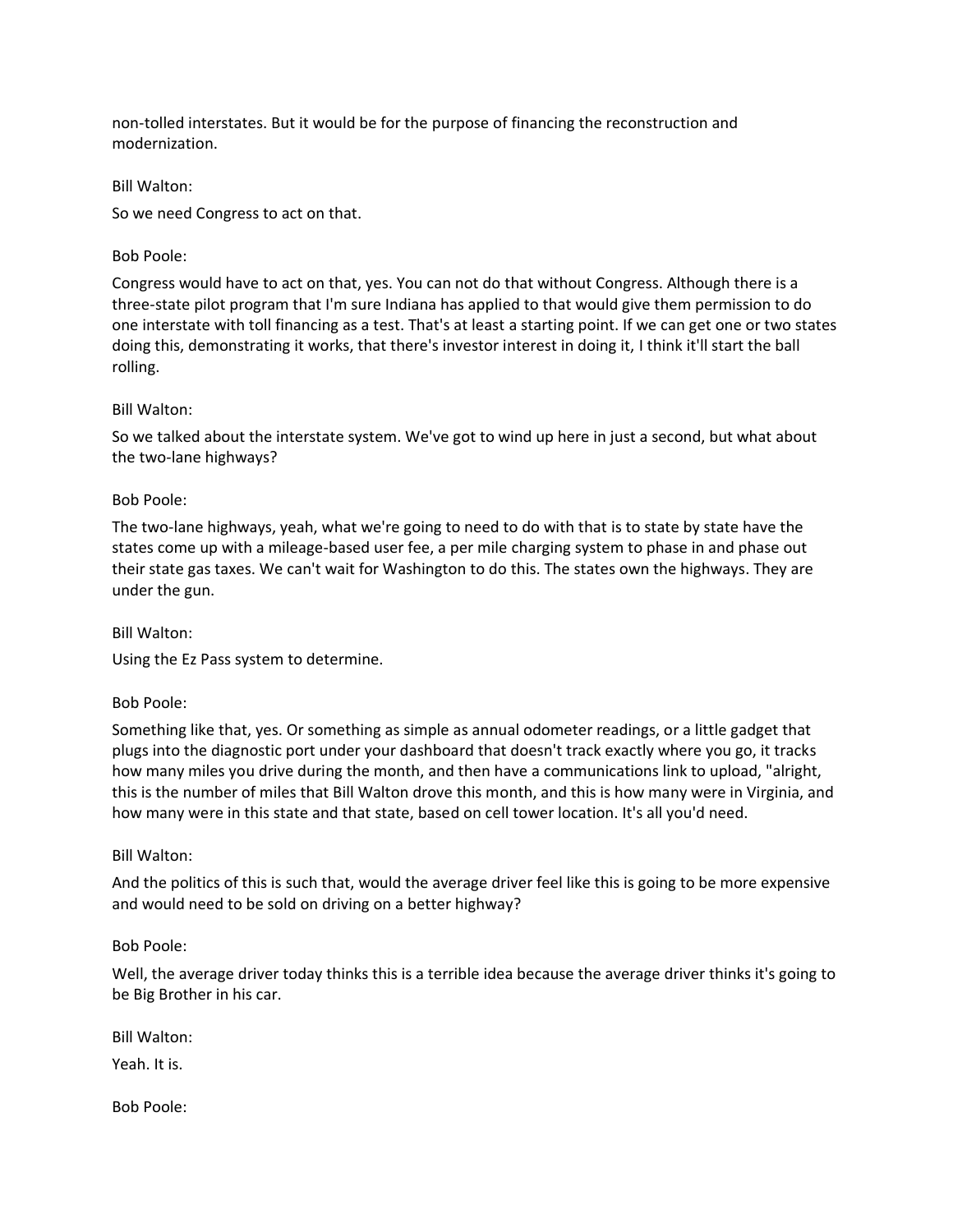non-tolled interstates. But it would be for the purpose of financing the reconstruction and modernization.

Bill Walton:

So we need Congress to act on that.

Bob Poole:

Congress would have to act on that, yes. You can not do that without Congress. Although there is a three-state pilot program that I'm sure Indiana has applied to that would give them permission to do one interstate with toll financing as a test. That's at least a starting point. If we can get one or two states doing this, demonstrating it works, that there's investor interest in doing it, I think it'll start the ball rolling.

Bill Walton:

So we talked about the interstate system. We've got to wind up here in just a second, but what about the two-lane highways?

Bob Poole:

The two-lane highways, yeah, what we're going to need to do with that is to state by state have the states come up with a mileage-based user fee, a per mile charging system to phase in and phase out their state gas taxes. We can't wait for Washington to do this. The states own the highways. They are under the gun.

Bill Walton:

Using the Ez Pass system to determine.

Bob Poole:

Something like that, yes. Or something as simple as annual odometer readings, or a little gadget that plugs into the diagnostic port under your dashboard that doesn't track exactly where you go, it tracks how many miles you drive during the month, and then have a communications link to upload, "alright, this is the number of miles that Bill Walton drove this month, and this is how many were in Virginia, and how many were in this state and that state, based on cell tower location. It's all you'd need.

Bill Walton:

And the politics of this is such that, would the average driver feel like this is going to be more expensive and would need to be sold on driving on a better highway?

Bob Poole:

Well, the average driver today thinks this is a terrible idea because the average driver thinks it's going to be Big Brother in his car.

Bill Walton:

Yeah. It is.

Bob Poole: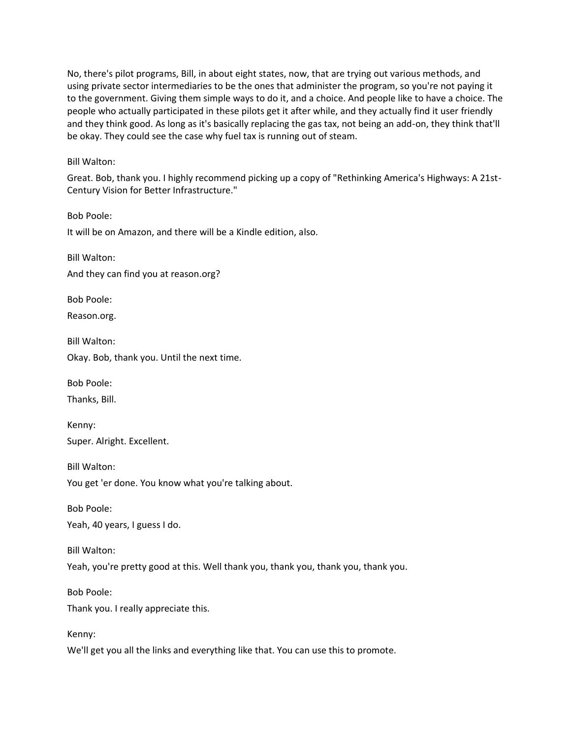No, there's pilot programs, Bill, in about eight states, now, that are trying out various methods, and using private sector intermediaries to be the ones that administer the program, so you're not paying it to the government. Giving them simple ways to do it, and a choice. And people like to have a choice. The people who actually participated in these pilots get it after while, and they actually find it user friendly and they think good. As long as it's basically replacing the gas tax, not being an add-on, they think that'll be okay. They could see the case why fuel tax is running out of steam.

Bill Walton:

Great. Bob, thank you. I highly recommend picking up a copy of "Rethinking America's Highways: A 21st-Century Vision for Better Infrastructure."

Bob Poole:

It will be on Amazon, and there will be a Kindle edition, also.

Bill Walton:

And they can find you at reason.org?

Bob Poole:

Reason.org.

Bill Walton:

Okay. Bob, thank you. Until the next time.

Bob Poole:

Thanks, Bill.

Kenny:

Super. Alright. Excellent.

Bill Walton:

You get 'er done. You know what you're talking about.

Bob Poole:

Yeah, 40 years, I guess I do.

Bill Walton:

Yeah, you're pretty good at this. Well thank you, thank you, thank you, thank you.

Bob Poole:

Thank you. I really appreciate this.

Kenny:

We'll get you all the links and everything like that. You can use this to promote.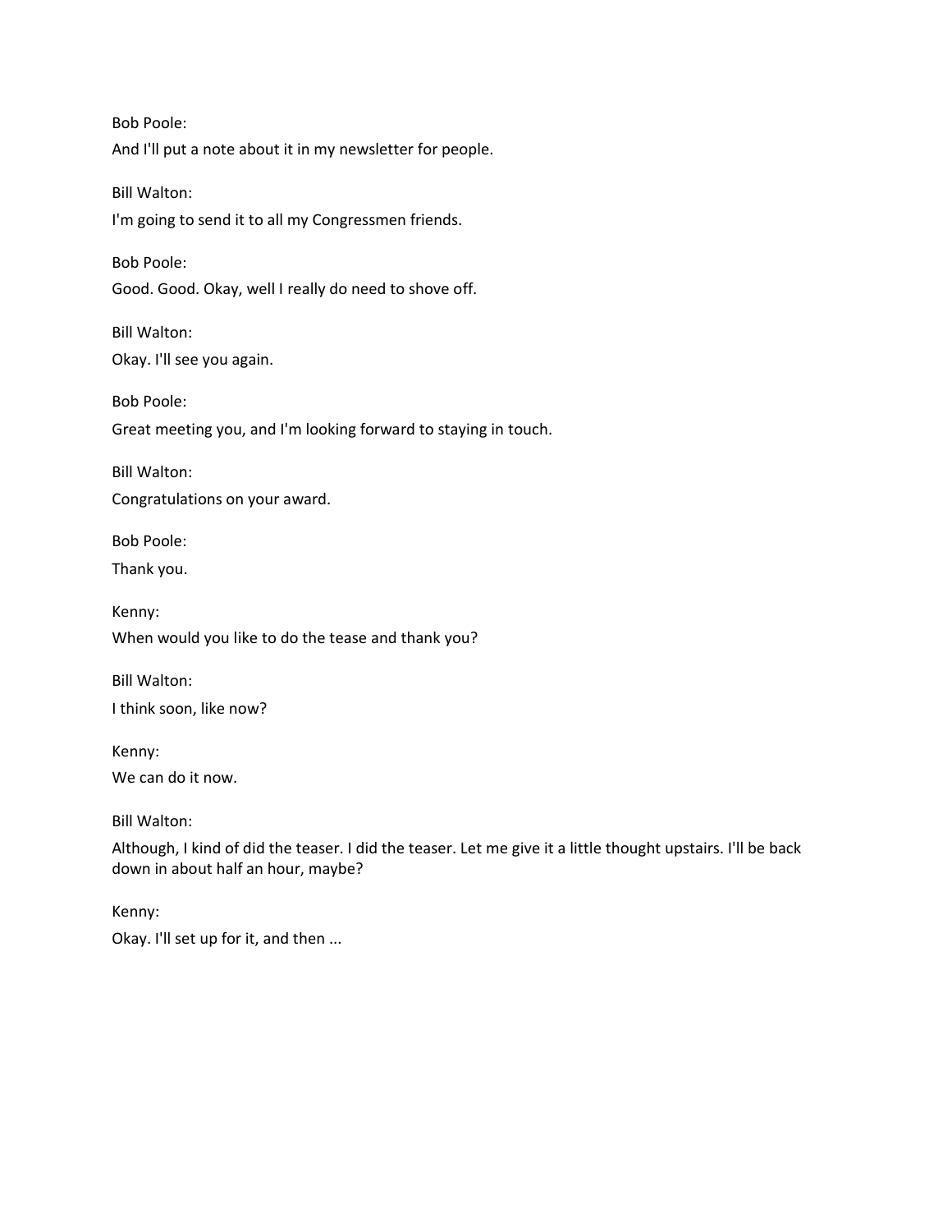Bob Poole:
And I'll put a note about it in my newsletter for people.

Bill Walton:
I'm going to send it to all my Congressmen friends.

Bob Poole:
Good. Good. Okay, well I really do need to shove off.

Bill Walton:
Okay. I'll see you again.

Bob Poole:
Great meeting you, and I'm looking forward to staying in touch.

Bill Walton:
Congratulations on your award.

Bob Poole:
Thank you.

Kenny:
When would you like to do the tease and thank you?

Bill Walton:
I think soon, like now?

Kenny:
We can do it now.

Bill Walton:
Although, I kind of did the teaser. I did the teaser. Let me give it a little thought upstairs. I'll be back down in about half an hour, maybe?

Kenny:
Okay. I'll set up for it, and then ...